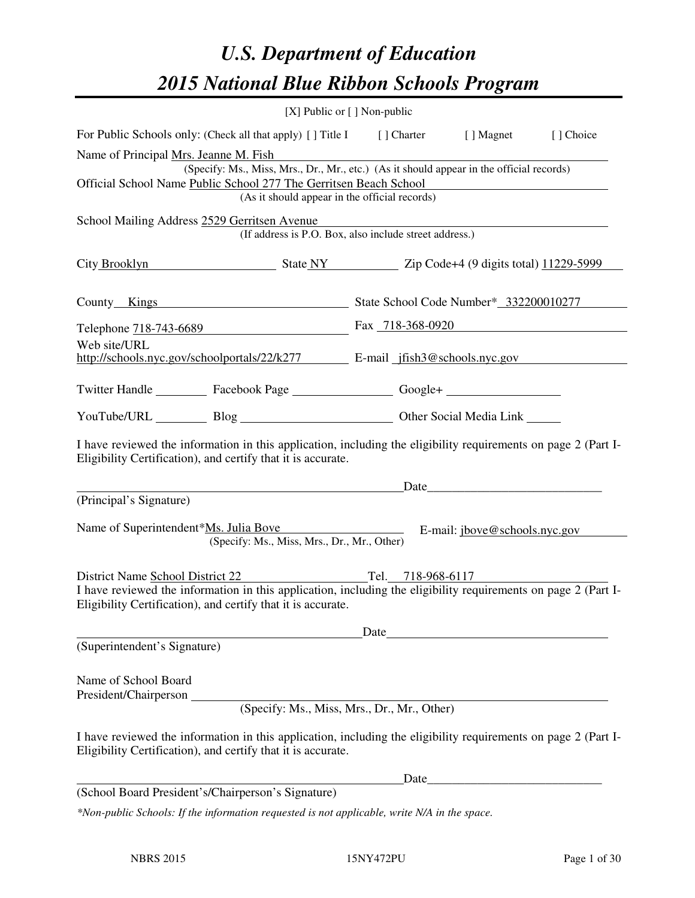# U.S. Department of Education

# 2015 National Blue Ribbon Schools Program

[X] Public or [ ] Non-public

For Public Schools only: (Check all that apply) [ ] Title I [ ] Charter [ ] Magnet [ ] Choice

Name of Principal Mrs. Jeanne M. Fish

(Specify: Ms., Miss, Mrs., Dr., Mr., etc.) (As it should appear in the official records)

Official School Name Public School 277 The Gerritsen Beach School

(As it should appear in the official records)

School Mailing Address 2529 Gerritsen Avenue

(If address is P.O. Box, also include street address.)

City Brooklyn State NY Zip Code+4 (9 digits total) 11229-5999

County Kings State School Code Number* 332200010277

Telephone 718-743-6689 Fax 718-368-0920

Web site/URL http://schools.nyc.gov/schoolportals/22/k277 E-mail jfish3@schools.nyc.gov

Twitter Handle ________ Facebook Page ________________ Google+ ________________

YouTube/URL ________ Blog ________________ Other Social Media Link ______

I have reviewed the information in this application, including the eligibility requirements on page 2 (Part I-Eligibility Certification), and certify that it is accurate.

_______________________________________________ Date___________________________

(Principal's Signature)

Name of Superintendent*Ms. Julia Bove E-mail: jbove@schools.nyc.gov

(Specify: Ms., Miss, Mrs., Dr., Mr., Other)

District Name School District 22 Tel. 718-968-6117

I have reviewed the information in this application, including the eligibility requirements on page 2 (Part I-Eligibility Certification), and certify that it is accurate.

_______________________________________________ Date___________________________

(Superintendent's Signature)

Name of School Board President/Chairperson _______________________________________________

(Specify: Ms., Miss, Mrs., Dr., Mr., Other)

I have reviewed the information in this application, including the eligibility requirements on page 2 (Part I-Eligibility Certification), and certify that it is accurate.

_______________________________________________ Date___________________________

(School Board President's/Chairperson's Signature)

*\*Non-public Schools: If the information requested is not applicable, write N/A in the space.*

NBRS 2015 15NY472PU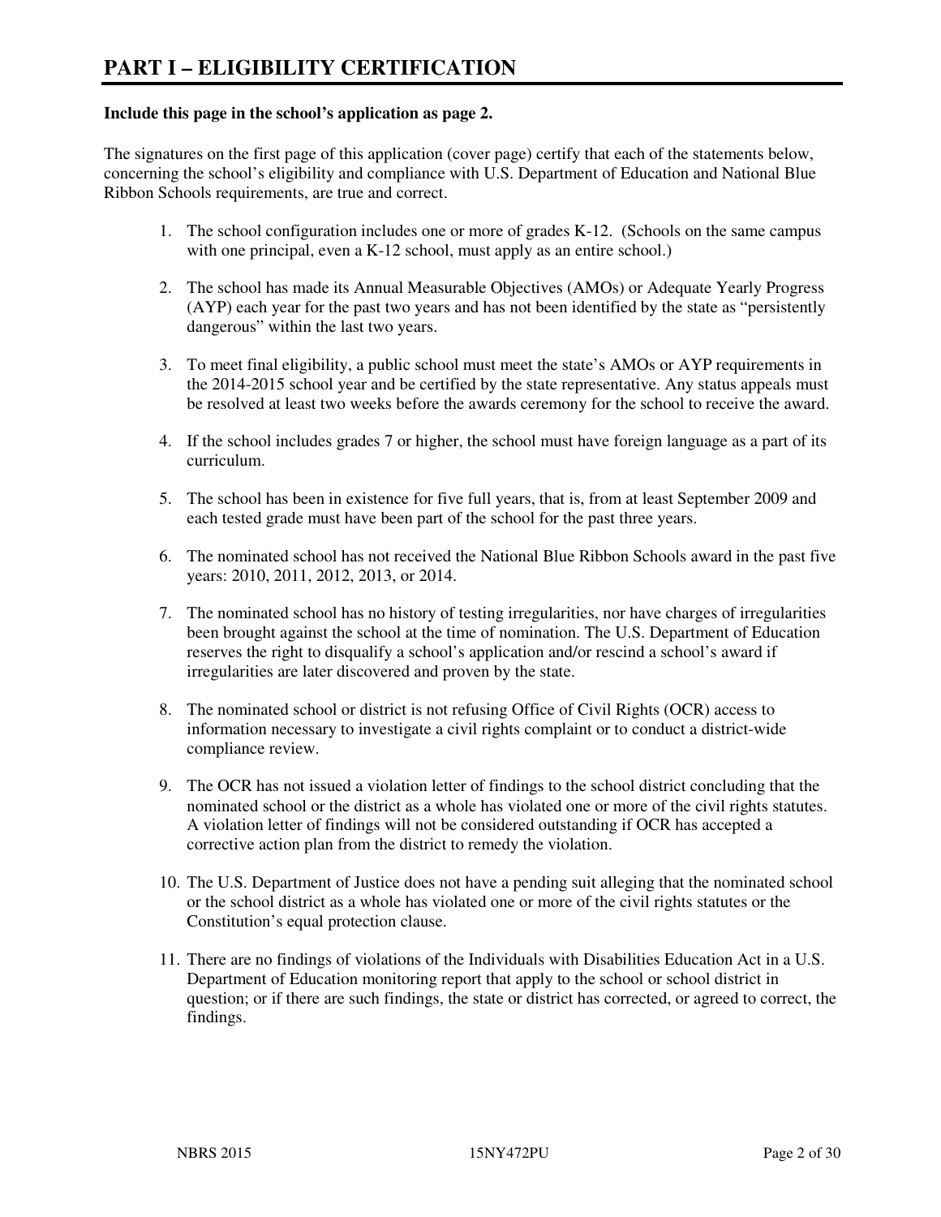# PART I – ELIGIBILITY CERTIFICATION

**Include this page in the school's application as page 2.**

The signatures on the first page of this application (cover page) certify that each of the statements below, concerning the school's eligibility and compliance with U.S. Department of Education and National Blue Ribbon Schools requirements, are true and correct.

1. The school configuration includes one or more of grades K-12. (Schools on the same campus with one principal, even a K-12 school, must apply as an entire school.)
2. The school has made its Annual Measurable Objectives (AMOs) or Adequate Yearly Progress (AYP) each year for the past two years and has not been identified by the state as "persistently dangerous" within the last two years.
3. To meet final eligibility, a public school must meet the state's AMOs or AYP requirements in the 2014-2015 school year and be certified by the state representative. Any status appeals must be resolved at least two weeks before the awards ceremony for the school to receive the award.
4. If the school includes grades 7 or higher, the school must have foreign language as a part of its curriculum.
5. The school has been in existence for five full years, that is, from at least September 2009 and each tested grade must have been part of the school for the past three years.
6. The nominated school has not received the National Blue Ribbon Schools award in the past five years: 2010, 2011, 2012, 2013, or 2014.
7. The nominated school has no history of testing irregularities, nor have charges of irregularities been brought against the school at the time of nomination. The U.S. Department of Education reserves the right to disqualify a school's application and/or rescind a school's award if irregularities are later discovered and proven by the state.
8. The nominated school or district is not refusing Office of Civil Rights (OCR) access to information necessary to investigate a civil rights complaint or to conduct a district-wide compliance review.
9. The OCR has not issued a violation letter of findings to the school district concluding that the nominated school or the district as a whole has violated one or more of the civil rights statutes. A violation letter of findings will not be considered outstanding if OCR has accepted a corrective action plan from the district to remedy the violation.
10. The U.S. Department of Justice does not have a pending suit alleging that the nominated school or the school district as a whole has violated one or more of the civil rights statutes or the Constitution's equal protection clause.
11. There are no findings of violations of the Individuals with Disabilities Education Act in a U.S. Department of Education monitoring report that apply to the school or school district in question; or if there are such findings, the state or district has corrected, or agreed to correct, the findings.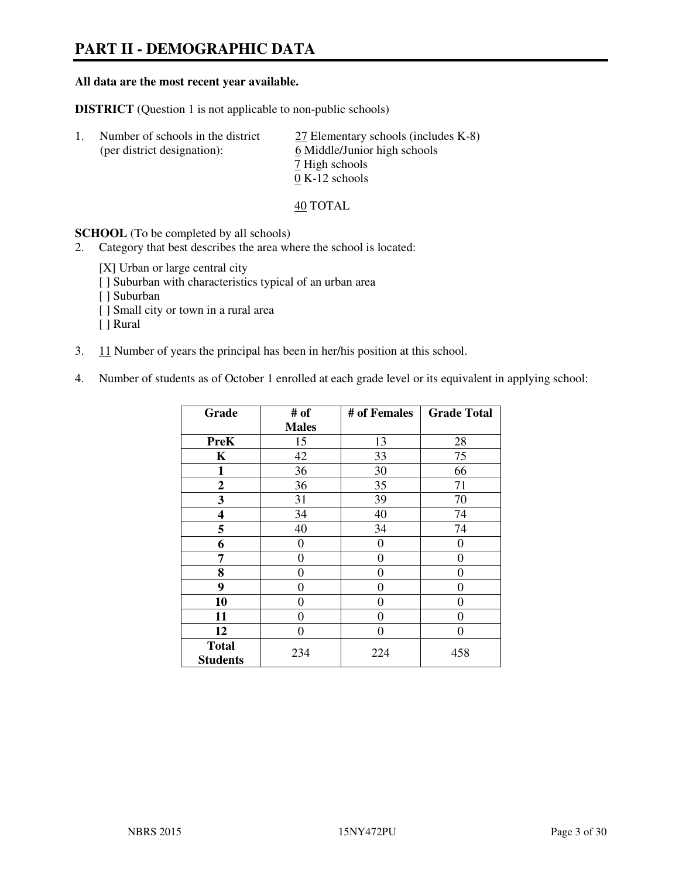# PART II - DEMOGRAPHIC DATA

**All data are the most recent year available.**

**DISTRICT** (Question 1 is not applicable to non-public schools)

1. Number of schools in the district (per district designation):
   27 Elementary schools (includes K-8)
   6 Middle/Junior high schools
   7 High schools
   0 K-12 schools

   40 TOTAL

**SCHOOL** (To be completed by all schools)

2. Category that best describes the area where the school is located:

   [X] Urban or large central city
   [ ] Suburban with characteristics typical of an urban area
   [ ] Suburban
   [ ] Small city or town in a rural area
   [ ] Rural

3. 11 Number of years the principal has been in her/his position at this school.

4. Number of students as of October 1 enrolled at each grade level or its equivalent in applying school:

| Grade | # of Males | # of Females | Grade Total |
|---|---|---|---|
| **PreK** | 15 | 13 | 28 |
| **K** | 42 | 33 | 75 |
| **1** | 36 | 30 | 66 |
| **2** | 36 | 35 | 71 |
| **3** | 31 | 39 | 70 |
| **4** | 34 | 40 | 74 |
| **5** | 40 | 34 | 74 |
| **6** | 0 | 0 | 0 |
| **7** | 0 | 0 | 0 |
| **8** | 0 | 0 | 0 |
| **9** | 0 | 0 | 0 |
| **10** | 0 | 0 | 0 |
| **11** | 0 | 0 | 0 |
| **12** | 0 | 0 | 0 |
| **Total Students** | 234 | 224 | 458 |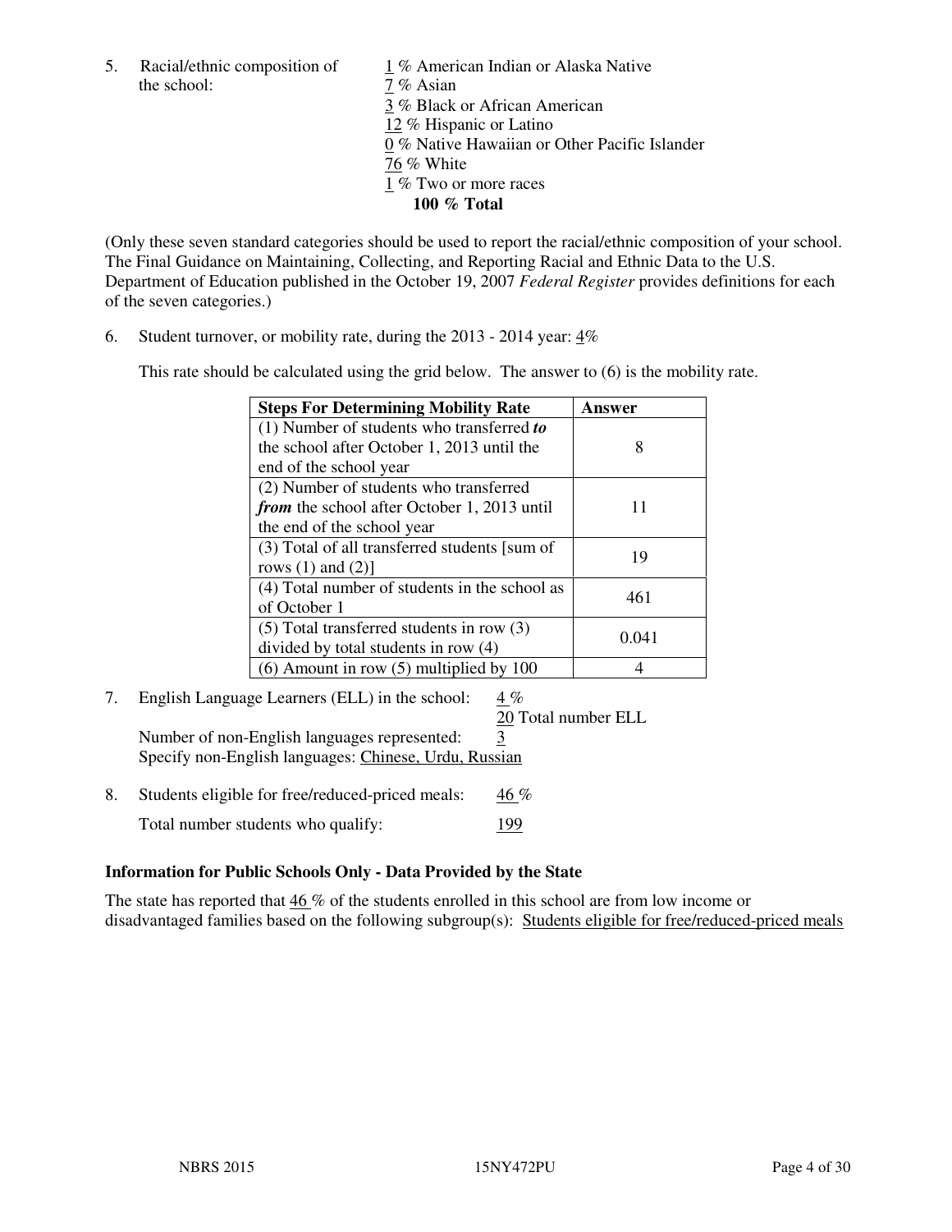5. Racial/ethnic composition of the school:

1 % American Indian or Alaska Native
7 % Asian
3 % Black or African American
12 % Hispanic or Latino
0 % Native Hawaiian or Other Pacific Islander
76 % White
1 % Two or more races
**100 % Total**

(Only these seven standard categories should be used to report the racial/ethnic composition of your school. The Final Guidance on Maintaining, Collecting, and Reporting Racial and Ethnic Data to the U.S. Department of Education published in the October 19, 2007 *Federal Register* provides definitions for each of the seven categories.)

6. Student turnover, or mobility rate, during the 2013 - 2014 year: 4%

This rate should be calculated using the grid below. The answer to (6) is the mobility rate.

| **Steps For Determining Mobility Rate** | **Answer** |
|---|---|
| (1) Number of students who transferred ***to*** the school after October 1, 2013 until the end of the school year | 8 |
| (2) Number of students who transferred ***from*** the school after October 1, 2013 until the end of the school year | 11 |
| (3) Total of all transferred students [sum of rows (1) and (2)] | 19 |
| (4) Total number of students in the school as of October 1 | 461 |
| (5) Total transferred students in row (3) divided by total students in row (4) | 0.041 |
| (6) Amount in row (5) multiplied by 100 | 4 |

7. English Language Learners (ELL) in the school: 4 %
20 Total number ELL
Number of non-English languages represented: 3
Specify non-English languages: Chinese, Urdu, Russian

8. Students eligible for free/reduced-priced meals: 46 %
Total number students who qualify: 199

**Information for Public Schools Only - Data Provided by the State**

The state has reported that 46 % of the students enrolled in this school are from low income or disadvantaged families based on the following subgroup(s): Students eligible for free/reduced-priced meals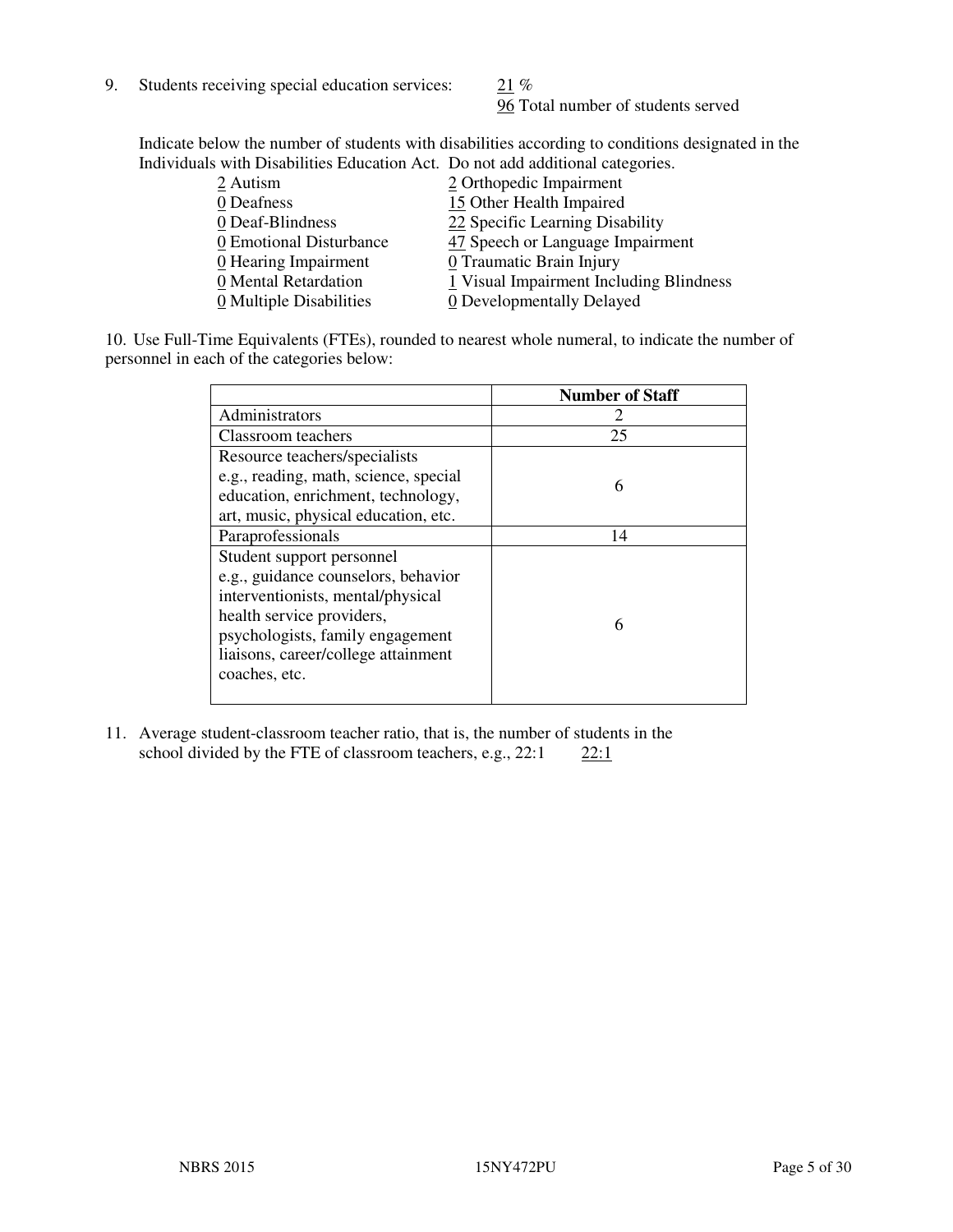9. Students receiving special education services: 21 %
96 Total number of students served

Indicate below the number of students with disabilities according to conditions designated in the Individuals with Disabilities Education Act. Do not add additional categories.

2 Autism
0 Deafness
0 Deaf-Blindness
0 Emotional Disturbance
0 Hearing Impairment
0 Mental Retardation
0 Multiple Disabilities
2 Orthopedic Impairment
15 Other Health Impaired
22 Specific Learning Disability
47 Speech or Language Impairment
0 Traumatic Brain Injury
1 Visual Impairment Including Blindness
0 Developmentally Delayed

10. Use Full-Time Equivalents (FTEs), rounded to nearest whole numeral, to indicate the number of personnel in each of the categories below:

| | Number of Staff |
|---|---|
| Administrators | 2 |
| Classroom teachers | 25 |
| Resource teachers/specialists e.g., reading, math, science, special education, enrichment, technology, art, music, physical education, etc. | 6 |
| Paraprofessionals | 14 |
| Student support personnel e.g., guidance counselors, behavior interventionists, mental/physical health service providers, psychologists, family engagement liaisons, career/college attainment coaches, etc. | 6 |

11. Average student-classroom teacher ratio, that is, the number of students in the school divided by the FTE of classroom teachers, e.g., 22:1 22:1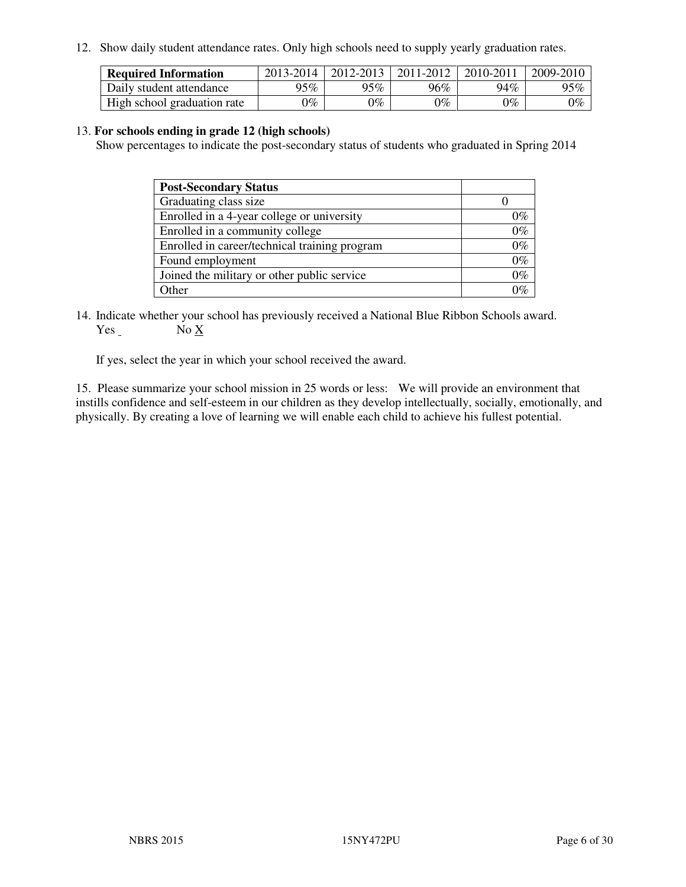12. Show daily student attendance rates. Only high schools need to supply yearly graduation rates.

| **Required Information** | 2013-2014 | 2012-2013 | 2011-2012 | 2010-2011 | 2009-2010 |
|---|---|---|---|---|---|
| Daily student attendance | 95% | 95% | 96% | 94% | 95% |
| High school graduation rate | 0% | 0% | 0% | 0% | 0% |

13. **For schools ending in grade 12 (high schools)**

Show percentages to indicate the post-secondary status of students who graduated in Spring 2014

| **Post-Secondary Status** | |
|---|---|
| Graduating class size | 0 |
| Enrolled in a 4-year college or university | 0% |
| Enrolled in a community college | 0% |
| Enrolled in career/technical training program | 0% |
| Found employment | 0% |
| Joined the military or other public service | 0% |
| Other | 0% |

14. Indicate whether your school has previously received a National Blue Ribbon Schools award.

Yes _ No X

If yes, select the year in which your school received the award.

15. Please summarize your school mission in 25 words or less: We will provide an environment that instills confidence and self-esteem in our children as they develop intellectually, socially, emotionally, and physically. By creating a love of learning we will enable each child to achieve his fullest potential.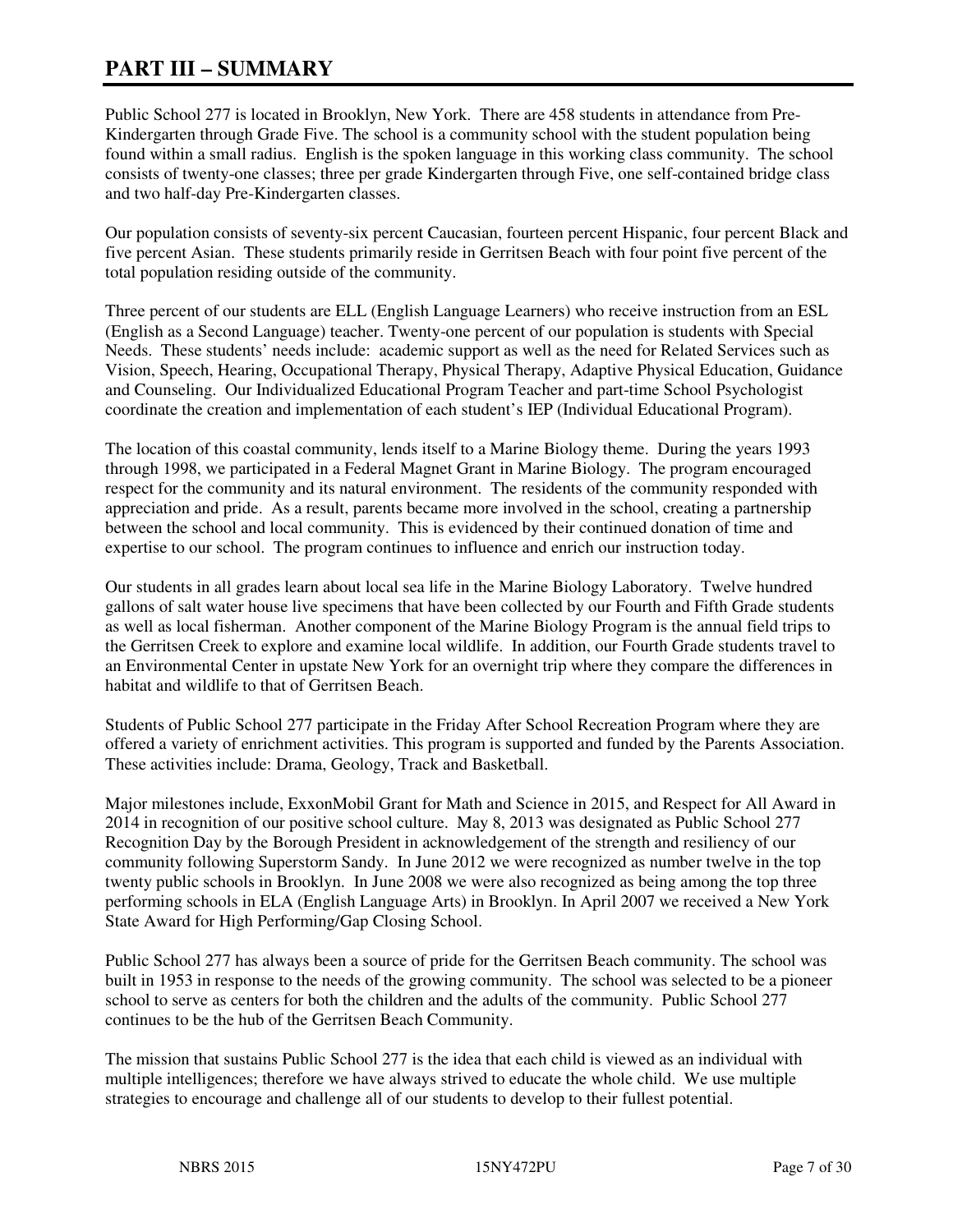# PART III – SUMMARY

Public School 277 is located in Brooklyn, New York. There are 458 students in attendance from Pre-Kindergarten through Grade Five. The school is a community school with the student population being found within a small radius. English is the spoken language in this working class community. The school consists of twenty-one classes; three per grade Kindergarten through Five, one self-contained bridge class and two half-day Pre-Kindergarten classes.

Our population consists of seventy-six percent Caucasian, fourteen percent Hispanic, four percent Black and five percent Asian. These students primarily reside in Gerritsen Beach with four point five percent of the total population residing outside of the community.

Three percent of our students are ELL (English Language Learners) who receive instruction from an ESL (English as a Second Language) teacher. Twenty-one percent of our population is students with Special Needs. These students' needs include: academic support as well as the need for Related Services such as Vision, Speech, Hearing, Occupational Therapy, Physical Therapy, Adaptive Physical Education, Guidance and Counseling. Our Individualized Educational Program Teacher and part-time School Psychologist coordinate the creation and implementation of each student's IEP (Individual Educational Program).

The location of this coastal community, lends itself to a Marine Biology theme. During the years 1993 through 1998, we participated in a Federal Magnet Grant in Marine Biology. The program encouraged respect for the community and its natural environment. The residents of the community responded with appreciation and pride. As a result, parents became more involved in the school, creating a partnership between the school and local community. This is evidenced by their continued donation of time and expertise to our school. The program continues to influence and enrich our instruction today.

Our students in all grades learn about local sea life in the Marine Biology Laboratory. Twelve hundred gallons of salt water house live specimens that have been collected by our Fourth and Fifth Grade students as well as local fisherman. Another component of the Marine Biology Program is the annual field trips to the Gerritsen Creek to explore and examine local wildlife. In addition, our Fourth Grade students travel to an Environmental Center in upstate New York for an overnight trip where they compare the differences in habitat and wildlife to that of Gerritsen Beach.

Students of Public School 277 participate in the Friday After School Recreation Program where they are offered a variety of enrichment activities. This program is supported and funded by the Parents Association. These activities include: Drama, Geology, Track and Basketball.

Major milestones include, ExxonMobil Grant for Math and Science in 2015, and Respect for All Award in 2014 in recognition of our positive school culture. May 8, 2013 was designated as Public School 277 Recognition Day by the Borough President in acknowledgement of the strength and resiliency of our community following Superstorm Sandy. In June 2012 we were recognized as number twelve in the top twenty public schools in Brooklyn. In June 2008 we were also recognized as being among the top three performing schools in ELA (English Language Arts) in Brooklyn. In April 2007 we received a New York State Award for High Performing/Gap Closing School.

Public School 277 has always been a source of pride for the Gerritsen Beach community. The school was built in 1953 in response to the needs of the growing community. The school was selected to be a pioneer school to serve as centers for both the children and the adults of the community. Public School 277 continues to be the hub of the Gerritsen Beach Community.

The mission that sustains Public School 277 is the idea that each child is viewed as an individual with multiple intelligences; therefore we have always strived to educate the whole child. We use multiple strategies to encourage and challenge all of our students to develop to their fullest potential.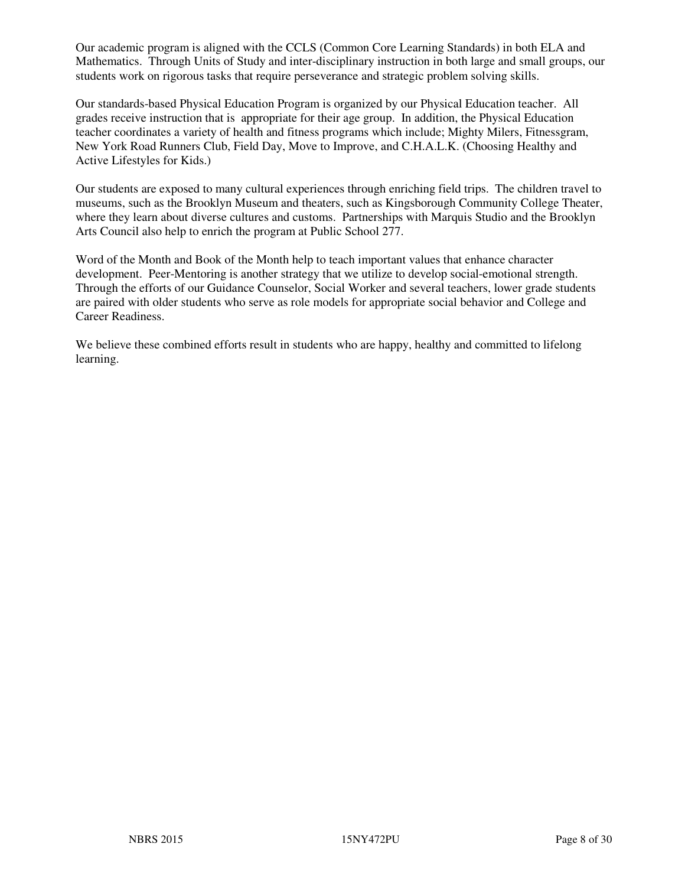Our academic program is aligned with the CCLS (Common Core Learning Standards) in both ELA and Mathematics. Through Units of Study and inter-disciplinary instruction in both large and small groups, our students work on rigorous tasks that require perseverance and strategic problem solving skills.

Our standards-based Physical Education Program is organized by our Physical Education teacher. All grades receive instruction that is appropriate for their age group. In addition, the Physical Education teacher coordinates a variety of health and fitness programs which include; Mighty Milers, Fitnessgram, New York Road Runners Club, Field Day, Move to Improve, and C.H.A.L.K. (Choosing Healthy and Active Lifestyles for Kids.)

Our students are exposed to many cultural experiences through enriching field trips. The children travel to museums, such as the Brooklyn Museum and theaters, such as Kingsborough Community College Theater, where they learn about diverse cultures and customs. Partnerships with Marquis Studio and the Brooklyn Arts Council also help to enrich the program at Public School 277.

Word of the Month and Book of the Month help to teach important values that enhance character development. Peer-Mentoring is another strategy that we utilize to develop social-emotional strength. Through the efforts of our Guidance Counselor, Social Worker and several teachers, lower grade students are paired with older students who serve as role models for appropriate social behavior and College and Career Readiness.

We believe these combined efforts result in students who are happy, healthy and committed to lifelong learning.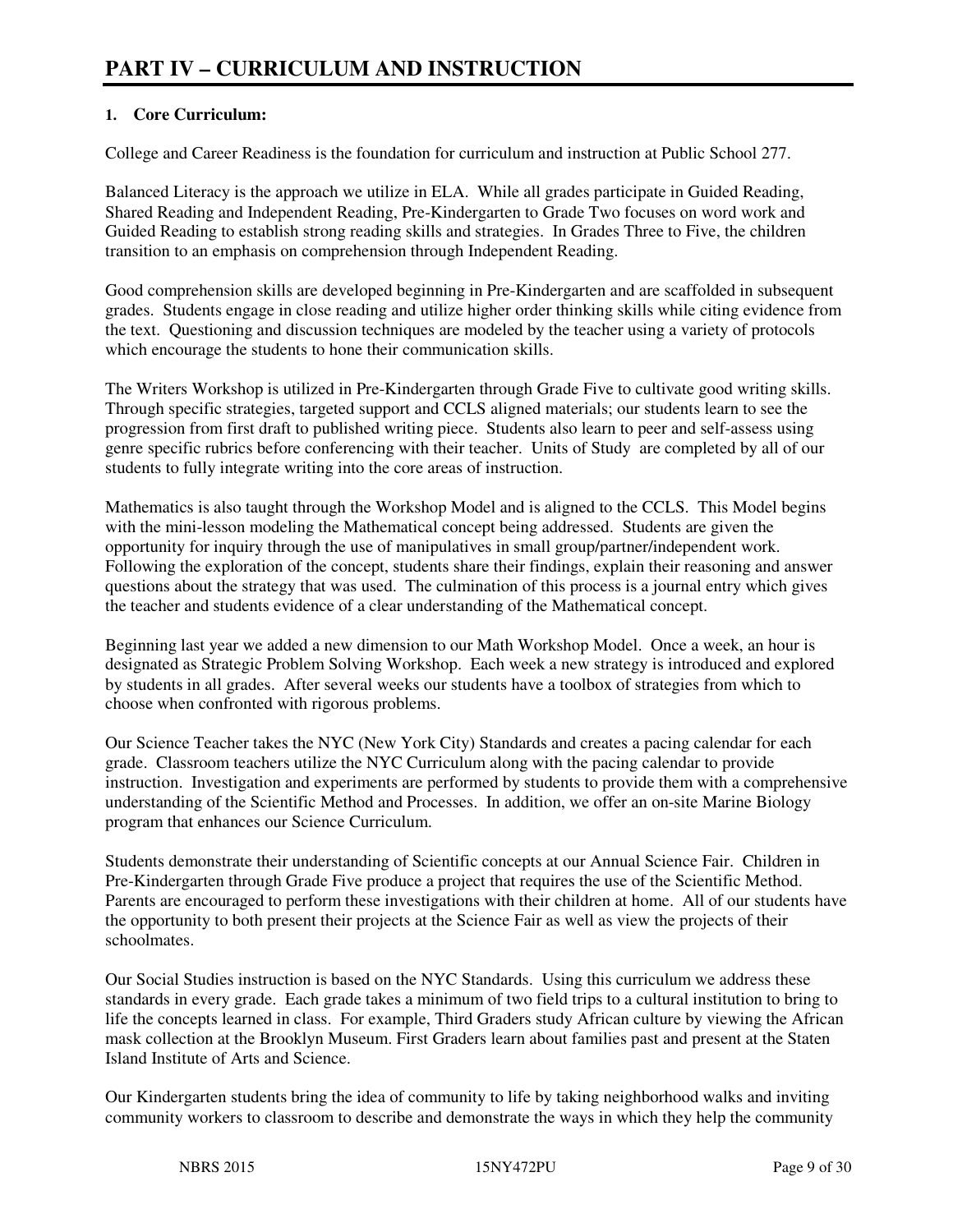# PART IV – CURRICULUM AND INSTRUCTION

**1. Core Curriculum:**

College and Career Readiness is the foundation for curriculum and instruction at Public School 277.

Balanced Literacy is the approach we utilize in ELA. While all grades participate in Guided Reading, Shared Reading and Independent Reading, Pre-Kindergarten to Grade Two focuses on word work and Guided Reading to establish strong reading skills and strategies. In Grades Three to Five, the children transition to an emphasis on comprehension through Independent Reading.

Good comprehension skills are developed beginning in Pre-Kindergarten and are scaffolded in subsequent grades. Students engage in close reading and utilize higher order thinking skills while citing evidence from the text. Questioning and discussion techniques are modeled by the teacher using a variety of protocols which encourage the students to hone their communication skills.

The Writers Workshop is utilized in Pre-Kindergarten through Grade Five to cultivate good writing skills. Through specific strategies, targeted support and CCLS aligned materials; our students learn to see the progression from first draft to published writing piece. Students also learn to peer and self-assess using genre specific rubrics before conferencing with their teacher. Units of Study are completed by all of our students to fully integrate writing into the core areas of instruction.

Mathematics is also taught through the Workshop Model and is aligned to the CCLS. This Model begins with the mini-lesson modeling the Mathematical concept being addressed. Students are given the opportunity for inquiry through the use of manipulatives in small group/partner/independent work. Following the exploration of the concept, students share their findings, explain their reasoning and answer questions about the strategy that was used. The culmination of this process is a journal entry which gives the teacher and students evidence of a clear understanding of the Mathematical concept.

Beginning last year we added a new dimension to our Math Workshop Model. Once a week, an hour is designated as Strategic Problem Solving Workshop. Each week a new strategy is introduced and explored by students in all grades. After several weeks our students have a toolbox of strategies from which to choose when confronted with rigorous problems.

Our Science Teacher takes the NYC (New York City) Standards and creates a pacing calendar for each grade. Classroom teachers utilize the NYC Curriculum along with the pacing calendar to provide instruction. Investigation and experiments are performed by students to provide them with a comprehensive understanding of the Scientific Method and Processes. In addition, we offer an on-site Marine Biology program that enhances our Science Curriculum.

Students demonstrate their understanding of Scientific concepts at our Annual Science Fair. Children in Pre-Kindergarten through Grade Five produce a project that requires the use of the Scientific Method. Parents are encouraged to perform these investigations with their children at home. All of our students have the opportunity to both present their projects at the Science Fair as well as view the projects of their schoolmates.

Our Social Studies instruction is based on the NYC Standards. Using this curriculum we address these standards in every grade. Each grade takes a minimum of two field trips to a cultural institution to bring to life the concepts learned in class. For example, Third Graders study African culture by viewing the African mask collection at the Brooklyn Museum. First Graders learn about families past and present at the Staten Island Institute of Arts and Science.

Our Kindergarten students bring the idea of community to life by taking neighborhood walks and inviting community workers to classroom to describe and demonstrate the ways in which they help the community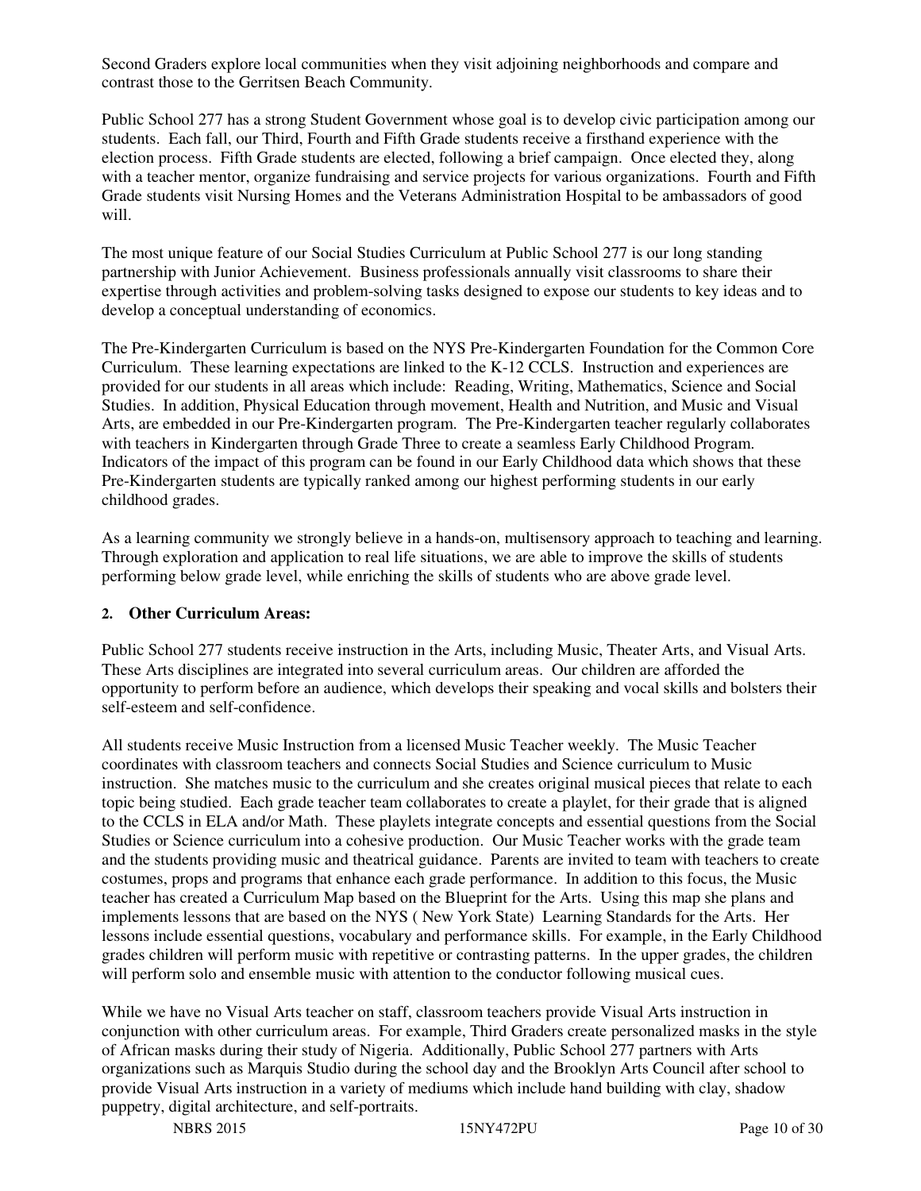Second Graders explore local communities when they visit adjoining neighborhoods and compare and contrast those to the Gerritsen Beach Community.

Public School 277 has a strong Student Government whose goal is to develop civic participation among our students. Each fall, our Third, Fourth and Fifth Grade students receive a firsthand experience with the election process. Fifth Grade students are elected, following a brief campaign. Once elected they, along with a teacher mentor, organize fundraising and service projects for various organizations. Fourth and Fifth Grade students visit Nursing Homes and the Veterans Administration Hospital to be ambassadors of good will.

The most unique feature of our Social Studies Curriculum at Public School 277 is our long standing partnership with Junior Achievement. Business professionals annually visit classrooms to share their expertise through activities and problem-solving tasks designed to expose our students to key ideas and to develop a conceptual understanding of economics.

The Pre-Kindergarten Curriculum is based on the NYS Pre-Kindergarten Foundation for the Common Core Curriculum. These learning expectations are linked to the K-12 CCLS. Instruction and experiences are provided for our students in all areas which include: Reading, Writing, Mathematics, Science and Social Studies. In addition, Physical Education through movement, Health and Nutrition, and Music and Visual Arts, are embedded in our Pre-Kindergarten program. The Pre-Kindergarten teacher regularly collaborates with teachers in Kindergarten through Grade Three to create a seamless Early Childhood Program. Indicators of the impact of this program can be found in our Early Childhood data which shows that these Pre-Kindergarten students are typically ranked among our highest performing students in our early childhood grades.

As a learning community we strongly believe in a hands-on, multisensory approach to teaching and learning. Through exploration and application to real life situations, we are able to improve the skills of students performing below grade level, while enriching the skills of students who are above grade level.

**2. Other Curriculum Areas:**

Public School 277 students receive instruction in the Arts, including Music, Theater Arts, and Visual Arts. These Arts disciplines are integrated into several curriculum areas. Our children are afforded the opportunity to perform before an audience, which develops their speaking and vocal skills and bolsters their self-esteem and self-confidence.

All students receive Music Instruction from a licensed Music Teacher weekly. The Music Teacher coordinates with classroom teachers and connects Social Studies and Science curriculum to Music instruction. She matches music to the curriculum and she creates original musical pieces that relate to each topic being studied. Each grade teacher team collaborates to create a playlet, for their grade that is aligned to the CCLS in ELA and/or Math. These playlets integrate concepts and essential questions from the Social Studies or Science curriculum into a cohesive production. Our Music Teacher works with the grade team and the students providing music and theatrical guidance. Parents are invited to team with teachers to create costumes, props and programs that enhance each grade performance. In addition to this focus, the Music teacher has created a Curriculum Map based on the Blueprint for the Arts. Using this map she plans and implements lessons that are based on the NYS ( New York State) Learning Standards for the Arts. Her lessons include essential questions, vocabulary and performance skills. For example, in the Early Childhood grades children will perform music with repetitive or contrasting patterns. In the upper grades, the children will perform solo and ensemble music with attention to the conductor following musical cues.

While we have no Visual Arts teacher on staff, classroom teachers provide Visual Arts instruction in conjunction with other curriculum areas. For example, Third Graders create personalized masks in the style of African masks during their study of Nigeria. Additionally, Public School 277 partners with Arts organizations such as Marquis Studio during the school day and the Brooklyn Arts Council after school to provide Visual Arts instruction in a variety of mediums which include hand building with clay, shadow puppetry, digital architecture, and self-portraits.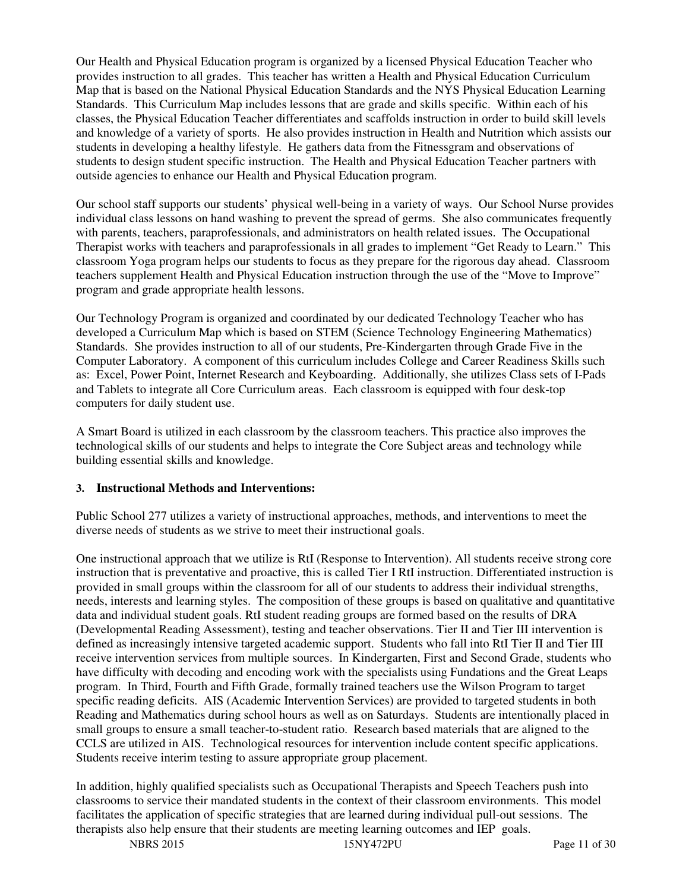Our Health and Physical Education program is organized by a licensed Physical Education Teacher who provides instruction to all grades. This teacher has written a Health and Physical Education Curriculum Map that is based on the National Physical Education Standards and the NYS Physical Education Learning Standards. This Curriculum Map includes lessons that are grade and skills specific. Within each of his classes, the Physical Education Teacher differentiates and scaffolds instruction in order to build skill levels and knowledge of a variety of sports. He also provides instruction in Health and Nutrition which assists our students in developing a healthy lifestyle. He gathers data from the Fitnessgram and observations of students to design student specific instruction. The Health and Physical Education Teacher partners with outside agencies to enhance our Health and Physical Education program.

Our school staff supports our students' physical well-being in a variety of ways. Our School Nurse provides individual class lessons on hand washing to prevent the spread of germs. She also communicates frequently with parents, teachers, paraprofessionals, and administrators on health related issues. The Occupational Therapist works with teachers and paraprofessionals in all grades to implement "Get Ready to Learn." This classroom Yoga program helps our students to focus as they prepare for the rigorous day ahead. Classroom teachers supplement Health and Physical Education instruction through the use of the "Move to Improve" program and grade appropriate health lessons.

Our Technology Program is organized and coordinated by our dedicated Technology Teacher who has developed a Curriculum Map which is based on STEM (Science Technology Engineering Mathematics) Standards. She provides instruction to all of our students, Pre-Kindergarten through Grade Five in the Computer Laboratory. A component of this curriculum includes College and Career Readiness Skills such as: Excel, Power Point, Internet Research and Keyboarding. Additionally, she utilizes Class sets of I-Pads and Tablets to integrate all Core Curriculum areas. Each classroom is equipped with four desk-top computers for daily student use.

A Smart Board is utilized in each classroom by the classroom teachers. This practice also improves the technological skills of our students and helps to integrate the Core Subject areas and technology while building essential skills and knowledge.

**3. Instructional Methods and Interventions:**

Public School 277 utilizes a variety of instructional approaches, methods, and interventions to meet the diverse needs of students as we strive to meet their instructional goals.

One instructional approach that we utilize is RtI (Response to Intervention). All students receive strong core instruction that is preventative and proactive, this is called Tier I RtI instruction. Differentiated instruction is provided in small groups within the classroom for all of our students to address their individual strengths, needs, interests and learning styles. The composition of these groups is based on qualitative and quantitative data and individual student goals. RtI student reading groups are formed based on the results of DRA (Developmental Reading Assessment), testing and teacher observations. Tier II and Tier III intervention is defined as increasingly intensive targeted academic support. Students who fall into RtI Tier II and Tier III receive intervention services from multiple sources. In Kindergarten, First and Second Grade, students who have difficulty with decoding and encoding work with the specialists using Fundations and the Great Leaps program. In Third, Fourth and Fifth Grade, formally trained teachers use the Wilson Program to target specific reading deficits. AIS (Academic Intervention Services) are provided to targeted students in both Reading and Mathematics during school hours as well as on Saturdays. Students are intentionally placed in small groups to ensure a small teacher-to-student ratio. Research based materials that are aligned to the CCLS are utilized in AIS. Technological resources for intervention include content specific applications. Students receive interim testing to assure appropriate group placement.

In addition, highly qualified specialists such as Occupational Therapists and Speech Teachers push into classrooms to service their mandated students in the context of their classroom environments. This model facilitates the application of specific strategies that are learned during individual pull-out sessions. The therapists also help ensure that their students are meeting learning outcomes and IEP goals.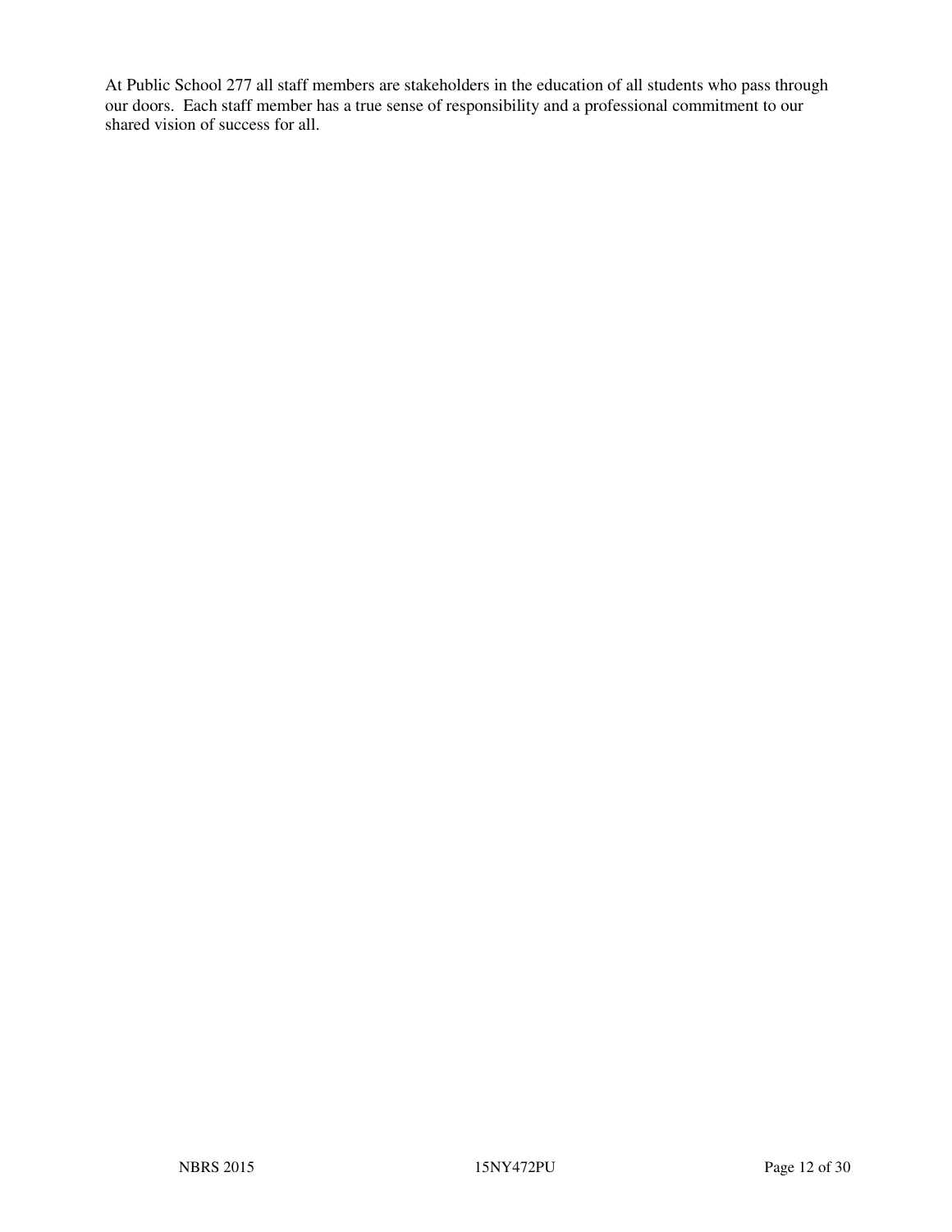At Public School 277 all staff members are stakeholders in the education of all students who pass through our doors. Each staff member has a true sense of responsibility and a professional commitment to our shared vision of success for all.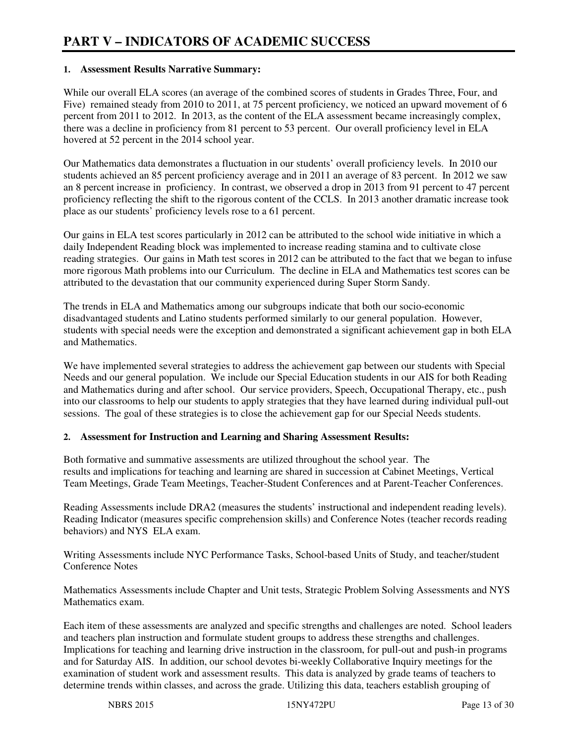# PART V – INDICATORS OF ACADEMIC SUCCESS

**1. Assessment Results Narrative Summary:**

While our overall ELA scores (an average of the combined scores of students in Grades Three, Four, and Five) remained steady from 2010 to 2011, at 75 percent proficiency, we noticed an upward movement of 6 percent from 2011 to 2012. In 2013, as the content of the ELA assessment became increasingly complex, there was a decline in proficiency from 81 percent to 53 percent. Our overall proficiency level in ELA hovered at 52 percent in the 2014 school year.

Our Mathematics data demonstrates a fluctuation in our students' overall proficiency levels. In 2010 our students achieved an 85 percent proficiency average and in 2011 an average of 83 percent. In 2012 we saw an 8 percent increase in proficiency. In contrast, we observed a drop in 2013 from 91 percent to 47 percent proficiency reflecting the shift to the rigorous content of the CCLS. In 2013 another dramatic increase took place as our students' proficiency levels rose to a 61 percent.

Our gains in ELA test scores particularly in 2012 can be attributed to the school wide initiative in which a daily Independent Reading block was implemented to increase reading stamina and to cultivate close reading strategies. Our gains in Math test scores in 2012 can be attributed to the fact that we began to infuse more rigorous Math problems into our Curriculum. The decline in ELA and Mathematics test scores can be attributed to the devastation that our community experienced during Super Storm Sandy.

The trends in ELA and Mathematics among our subgroups indicate that both our socio-economic disadvantaged students and Latino students performed similarly to our general population. However, students with special needs were the exception and demonstrated a significant achievement gap in both ELA and Mathematics.

We have implemented several strategies to address the achievement gap between our students with Special Needs and our general population. We include our Special Education students in our AIS for both Reading and Mathematics during and after school. Our service providers, Speech, Occupational Therapy, etc., push into our classrooms to help our students to apply strategies that they have learned during individual pull-out sessions. The goal of these strategies is to close the achievement gap for our Special Needs students.

**2. Assessment for Instruction and Learning and Sharing Assessment Results:**

Both formative and summative assessments are utilized throughout the school year. The results and implications for teaching and learning are shared in succession at Cabinet Meetings, Vertical Team Meetings, Grade Team Meetings, Teacher-Student Conferences and at Parent-Teacher Conferences.

Reading Assessments include DRA2 (measures the students' instructional and independent reading levels). Reading Indicator (measures specific comprehension skills) and Conference Notes (teacher records reading behaviors) and NYS ELA exam.

Writing Assessments include NYC Performance Tasks, School-based Units of Study, and teacher/student Conference Notes

Mathematics Assessments include Chapter and Unit tests, Strategic Problem Solving Assessments and NYS Mathematics exam.

Each item of these assessments are analyzed and specific strengths and challenges are noted. School leaders and teachers plan instruction and formulate student groups to address these strengths and challenges. Implications for teaching and learning drive instruction in the classroom, for pull-out and push-in programs and for Saturday AIS. In addition, our school devotes bi-weekly Collaborative Inquiry meetings for the examination of student work and assessment results. This data is analyzed by grade teams of teachers to determine trends within classes, and across the grade. Utilizing this data, teachers establish grouping of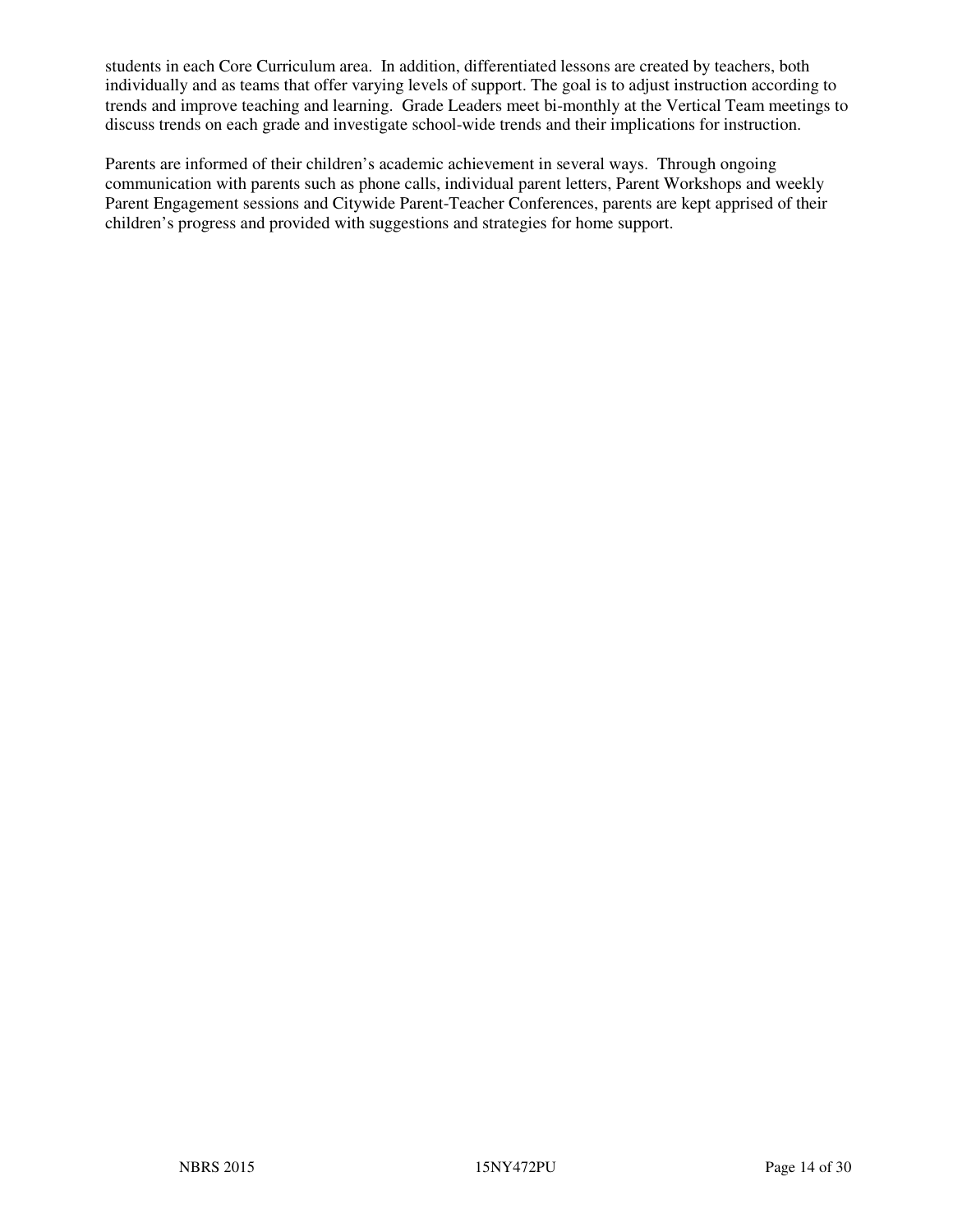students in each Core Curriculum area. In addition, differentiated lessons are created by teachers, both individually and as teams that offer varying levels of support. The goal is to adjust instruction according to trends and improve teaching and learning. Grade Leaders meet bi-monthly at the Vertical Team meetings to discuss trends on each grade and investigate school-wide trends and their implications for instruction.

Parents are informed of their children's academic achievement in several ways. Through ongoing communication with parents such as phone calls, individual parent letters, Parent Workshops and weekly Parent Engagement sessions and Citywide Parent-Teacher Conferences, parents are kept apprised of their children's progress and provided with suggestions and strategies for home support.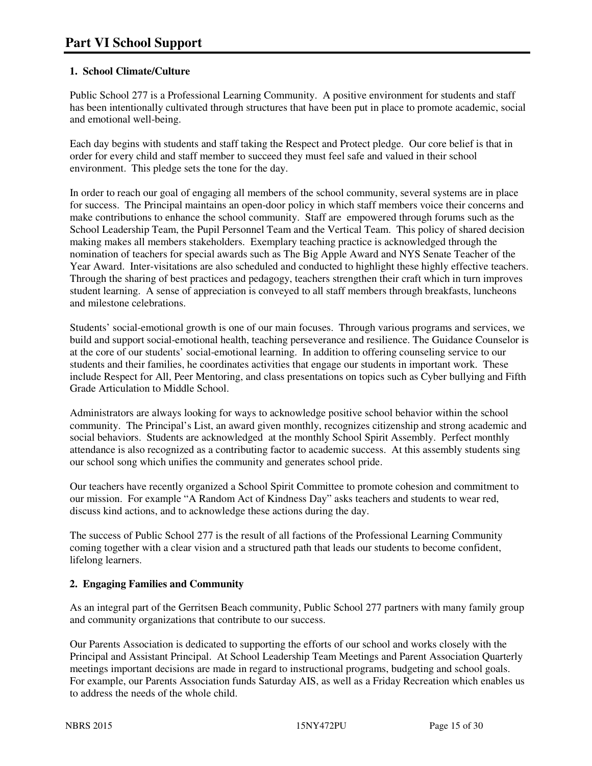# Part VI School Support

### 1. School Climate/Culture

Public School 277 is a Professional Learning Community. A positive environment for students and staff has been intentionally cultivated through structures that have been put in place to promote academic, social and emotional well-being.

Each day begins with students and staff taking the Respect and Protect pledge. Our core belief is that in order for every child and staff member to succeed they must feel safe and valued in their school environment. This pledge sets the tone for the day.

In order to reach our goal of engaging all members of the school community, several systems are in place for success. The Principal maintains an open-door policy in which staff members voice their concerns and make contributions to enhance the school community. Staff are empowered through forums such as the School Leadership Team, the Pupil Personnel Team and the Vertical Team. This policy of shared decision making makes all members stakeholders. Exemplary teaching practice is acknowledged through the nomination of teachers for special awards such as The Big Apple Award and NYS Senate Teacher of the Year Award. Inter-visitations are also scheduled and conducted to highlight these highly effective teachers. Through the sharing of best practices and pedagogy, teachers strengthen their craft which in turn improves student learning. A sense of appreciation is conveyed to all staff members through breakfasts, luncheons and milestone celebrations.

Students' social-emotional growth is one of our main focuses. Through various programs and services, we build and support social-emotional health, teaching perseverance and resilience. The Guidance Counselor is at the core of our students' social-emotional learning. In addition to offering counseling service to our students and their families, he coordinates activities that engage our students in important work. These include Respect for All, Peer Mentoring, and class presentations on topics such as Cyber bullying and Fifth Grade Articulation to Middle School.

Administrators are always looking for ways to acknowledge positive school behavior within the school community. The Principal's List, an award given monthly, recognizes citizenship and strong academic and social behaviors. Students are acknowledged at the monthly School Spirit Assembly. Perfect monthly attendance is also recognized as a contributing factor to academic success. At this assembly students sing our school song which unifies the community and generates school pride.

Our teachers have recently organized a School Spirit Committee to promote cohesion and commitment to our mission. For example "A Random Act of Kindness Day" asks teachers and students to wear red, discuss kind actions, and to acknowledge these actions during the day.

The success of Public School 277 is the result of all factions of the Professional Learning Community coming together with a clear vision and a structured path that leads our students to become confident, lifelong learners.

### 2. Engaging Families and Community

As an integral part of the Gerritsen Beach community, Public School 277 partners with many family group and community organizations that contribute to our success.

Our Parents Association is dedicated to supporting the efforts of our school and works closely with the Principal and Assistant Principal. At School Leadership Team Meetings and Parent Association Quarterly meetings important decisions are made in regard to instructional programs, budgeting and school goals. For example, our Parents Association funds Saturday AIS, as well as a Friday Recreation which enables us to address the needs of the whole child.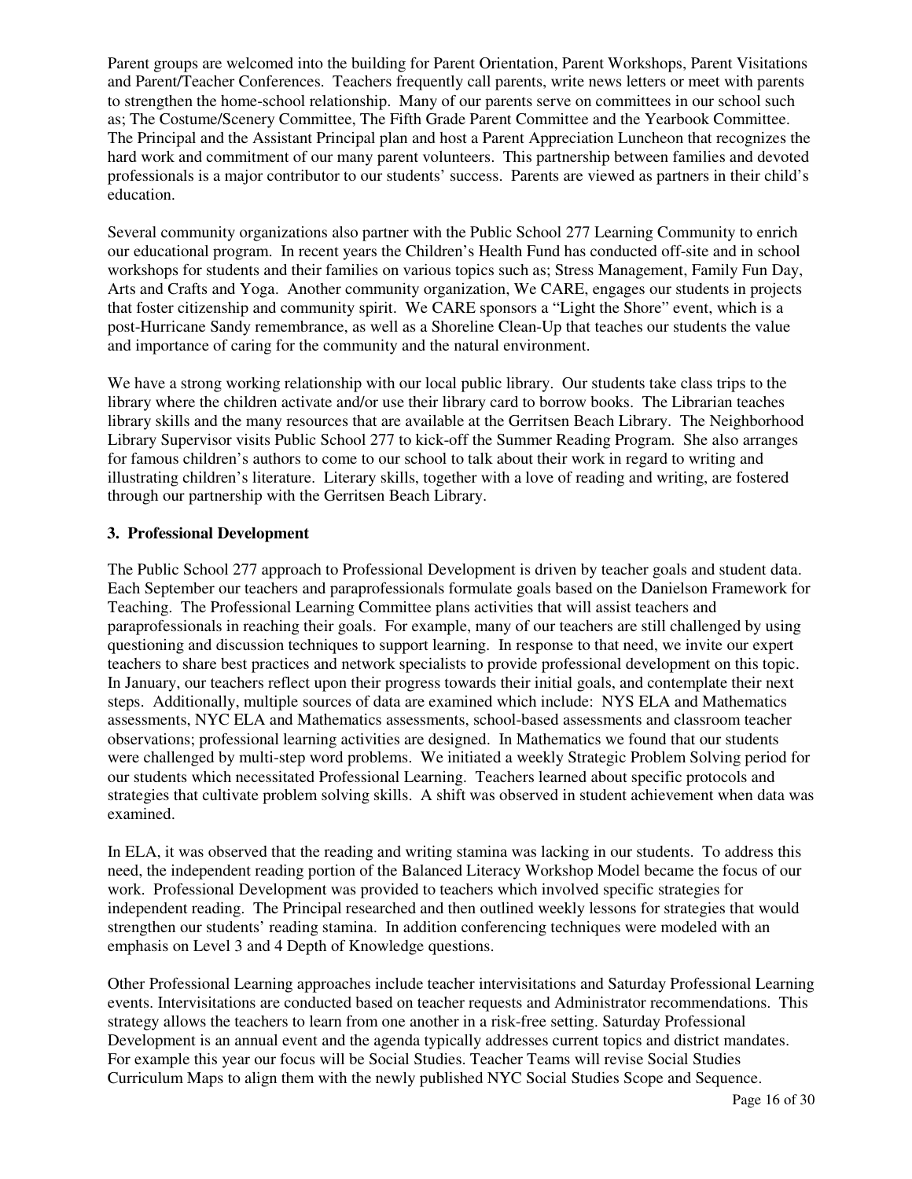Parent groups are welcomed into the building for Parent Orientation, Parent Workshops, Parent Visitations and Parent/Teacher Conferences. Teachers frequently call parents, write news letters or meet with parents to strengthen the home-school relationship. Many of our parents serve on committees in our school such as; The Costume/Scenery Committee, The Fifth Grade Parent Committee and the Yearbook Committee. The Principal and the Assistant Principal plan and host a Parent Appreciation Luncheon that recognizes the hard work and commitment of our many parent volunteers. This partnership between families and devoted professionals is a major contributor to our students' success. Parents are viewed as partners in their child's education.

Several community organizations also partner with the Public School 277 Learning Community to enrich our educational program. In recent years the Children's Health Fund has conducted off-site and in school workshops for students and their families on various topics such as; Stress Management, Family Fun Day, Arts and Crafts and Yoga. Another community organization, We CARE, engages our students in projects that foster citizenship and community spirit. We CARE sponsors a "Light the Shore" event, which is a post-Hurricane Sandy remembrance, as well as a Shoreline Clean-Up that teaches our students the value and importance of caring for the community and the natural environment.

We have a strong working relationship with our local public library. Our students take class trips to the library where the children activate and/or use their library card to borrow books. The Librarian teaches library skills and the many resources that are available at the Gerritsen Beach Library. The Neighborhood Library Supervisor visits Public School 277 to kick-off the Summer Reading Program. She also arranges for famous children's authors to come to our school to talk about their work in regard to writing and illustrating children's literature. Literary skills, together with a love of reading and writing, are fostered through our partnership with the Gerritsen Beach Library.

### 3. Professional Development

The Public School 277 approach to Professional Development is driven by teacher goals and student data. Each September our teachers and paraprofessionals formulate goals based on the Danielson Framework for Teaching. The Professional Learning Committee plans activities that will assist teachers and paraprofessionals in reaching their goals. For example, many of our teachers are still challenged by using questioning and discussion techniques to support learning. In response to that need, we invite our expert teachers to share best practices and network specialists to provide professional development on this topic. In January, our teachers reflect upon their progress towards their initial goals, and contemplate their next steps. Additionally, multiple sources of data are examined which include: NYS ELA and Mathematics assessments, NYC ELA and Mathematics assessments, school-based assessments and classroom teacher observations; professional learning activities are designed. In Mathematics we found that our students were challenged by multi-step word problems. We initiated a weekly Strategic Problem Solving period for our students which necessitated Professional Learning. Teachers learned about specific protocols and strategies that cultivate problem solving skills. A shift was observed in student achievement when data was examined.

In ELA, it was observed that the reading and writing stamina was lacking in our students. To address this need, the independent reading portion of the Balanced Literacy Workshop Model became the focus of our work. Professional Development was provided to teachers which involved specific strategies for independent reading. The Principal researched and then outlined weekly lessons for strategies that would strengthen our students' reading stamina. In addition conferencing techniques were modeled with an emphasis on Level 3 and 4 Depth of Knowledge questions.

Other Professional Learning approaches include teacher intervisitations and Saturday Professional Learning events. Intervisitations are conducted based on teacher requests and Administrator recommendations. This strategy allows the teachers to learn from one another in a risk-free setting. Saturday Professional Development is an annual event and the agenda typically addresses current topics and district mandates. For example this year our focus will be Social Studies. Teacher Teams will revise Social Studies Curriculum Maps to align them with the newly published NYC Social Studies Scope and Sequence.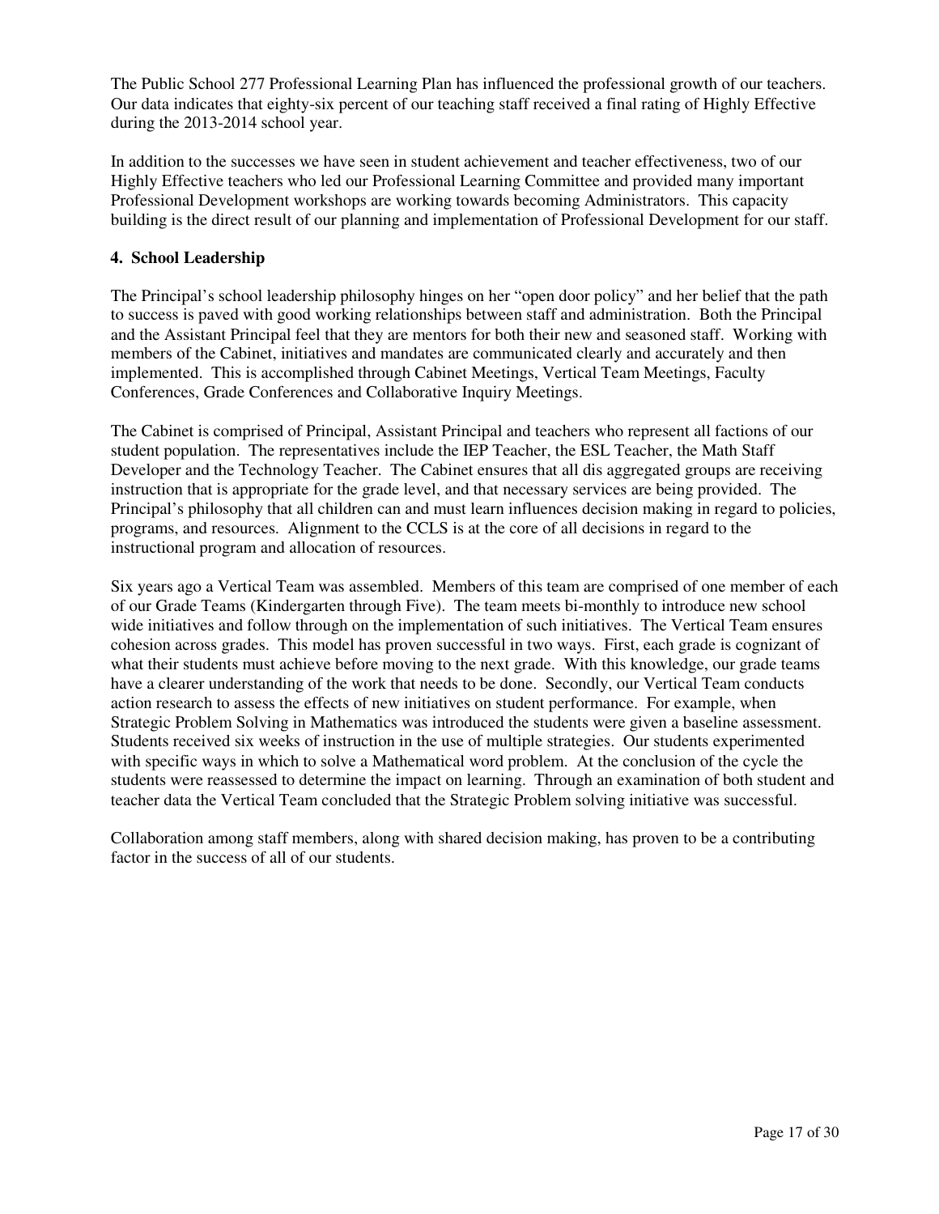The Public School 277 Professional Learning Plan has influenced the professional growth of our teachers. Our data indicates that eighty-six percent of our teaching staff received a final rating of Highly Effective during the 2013-2014 school year.

In addition to the successes we have seen in student achievement and teacher effectiveness, two of our Highly Effective teachers who led our Professional Learning Committee and provided many important Professional Development workshops are working towards becoming Administrators. This capacity building is the direct result of our planning and implementation of Professional Development for our staff.

**4. School Leadership**

The Principal's school leadership philosophy hinges on her "open door policy" and her belief that the path to success is paved with good working relationships between staff and administration. Both the Principal and the Assistant Principal feel that they are mentors for both their new and seasoned staff. Working with members of the Cabinet, initiatives and mandates are communicated clearly and accurately and then implemented. This is accomplished through Cabinet Meetings, Vertical Team Meetings, Faculty Conferences, Grade Conferences and Collaborative Inquiry Meetings.

The Cabinet is comprised of Principal, Assistant Principal and teachers who represent all factions of our student population. The representatives include the IEP Teacher, the ESL Teacher, the Math Staff Developer and the Technology Teacher. The Cabinet ensures that all dis aggregated groups are receiving instruction that is appropriate for the grade level, and that necessary services are being provided. The Principal's philosophy that all children can and must learn influences decision making in regard to policies, programs, and resources. Alignment to the CCLS is at the core of all decisions in regard to the instructional program and allocation of resources.

Six years ago a Vertical Team was assembled. Members of this team are comprised of one member of each of our Grade Teams (Kindergarten through Five). The team meets bi-monthly to introduce new school wide initiatives and follow through on the implementation of such initiatives. The Vertical Team ensures cohesion across grades. This model has proven successful in two ways. First, each grade is cognizant of what their students must achieve before moving to the next grade. With this knowledge, our grade teams have a clearer understanding of the work that needs to be done. Secondly, our Vertical Team conducts action research to assess the effects of new initiatives on student performance. For example, when Strategic Problem Solving in Mathematics was introduced the students were given a baseline assessment. Students received six weeks of instruction in the use of multiple strategies. Our students experimented with specific ways in which to solve a Mathematical word problem. At the conclusion of the cycle the students were reassessed to determine the impact on learning. Through an examination of both student and teacher data the Vertical Team concluded that the Strategic Problem solving initiative was successful.

Collaboration among staff members, along with shared decision making, has proven to be a contributing factor in the success of all of our students.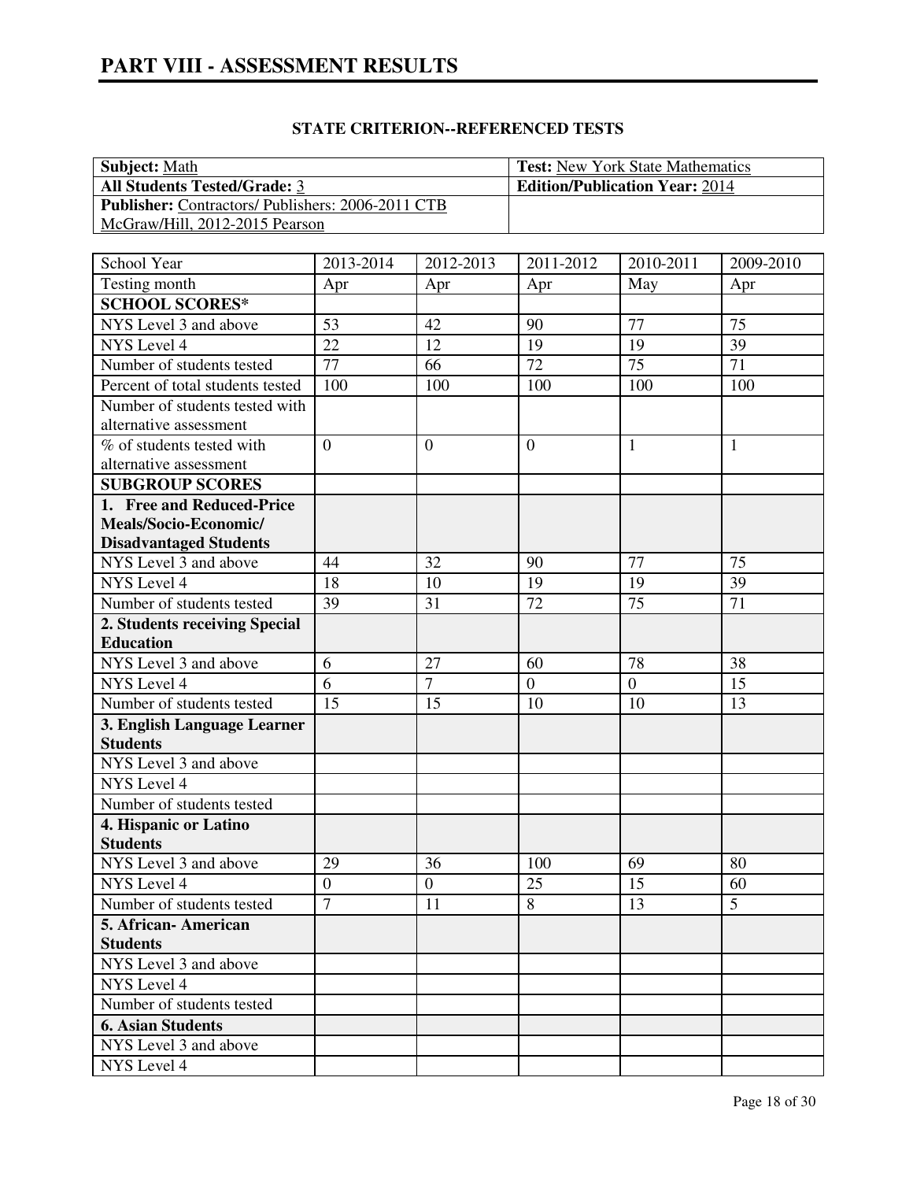# PART VIII - ASSESSMENT RESULTS

## STATE CRITERION--REFERENCED TESTS

| **Subject:** Math | **Test:** New York State Mathematics |
|---|---|
| **All Students Tested/Grade:** 3 | **Edition/Publication Year:** 2014 |
| **Publisher:** Contractors/ Publishers: 2006-2011 CTB McGraw/Hill, 2012-2015 Pearson | |

| School Year | 2013-2014 | 2012-2013 | 2011-2012 | 2010-2011 | 2009-2010 |
|---|---|---|---|---|---|
| Testing month | Apr | Apr | Apr | May | Apr |
| **SCHOOL SCORES*** | | | | | |
| NYS Level 3 and above | 53 | 42 | 90 | 77 | 75 |
| NYS Level 4 | 22 | 12 | 19 | 19 | 39 |
| Number of students tested | 77 | 66 | 72 | 75 | 71 |
| Percent of total students tested | 100 | 100 | 100 | 100 | 100 |
| Number of students tested with alternative assessment | | | | | |
| % of students tested with alternative assessment | 0 | 0 | 0 | 1 | 1 |
| **SUBGROUP SCORES** | | | | | |
| **1. Free and Reduced-Price Meals/Socio-Economic/ Disadvantaged Students** | | | | | |
| NYS Level 3 and above | 44 | 32 | 90 | 77 | 75 |
| NYS Level 4 | 18 | 10 | 19 | 19 | 39 |
| Number of students tested | 39 | 31 | 72 | 75 | 71 |
| **2. Students receiving Special Education** | | | | | |
| NYS Level 3 and above | 6 | 27 | 60 | 78 | 38 |
| NYS Level 4 | 6 | 7 | 0 | 0 | 15 |
| Number of students tested | 15 | 15 | 10 | 10 | 13 |
| **3. English Language Learner Students** | | | | | |
| NYS Level 3 and above | | | | | |
| NYS Level 4 | | | | | |
| Number of students tested | | | | | |
| **4. Hispanic or Latino Students** | | | | | |
| NYS Level 3 and above | 29 | 36 | 100 | 69 | 80 |
| NYS Level 4 | 0 | 0 | 25 | 15 | 60 |
| Number of students tested | 7 | 11 | 8 | 13 | 5 |
| **5. African- American Students** | | | | | |
| NYS Level 3 and above | | | | | |
| NYS Level 4 | | | | | |
| Number of students tested | | | | | |
| **6. Asian Students** | | | | | |
| NYS Level 3 and above | | | | | |
| NYS Level 4 | | | | | |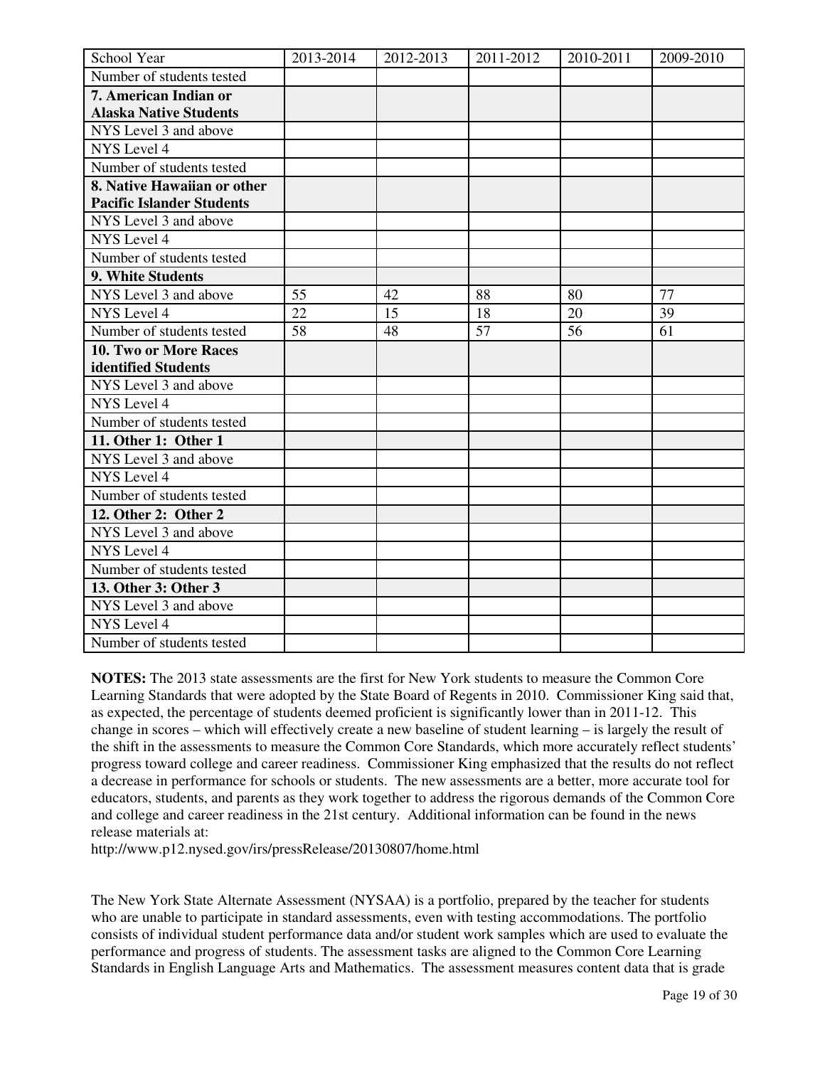| School Year | 2013-2014 | 2012-2013 | 2011-2012 | 2010-2011 | 2009-2010 |
|---|---|---|---|---|---|
| Number of students tested | | | | | |
| **7. American Indian or Alaska Native Students** | | | | | |
| NYS Level 3 and above | | | | | |
| NYS Level 4 | | | | | |
| Number of students tested | | | | | |
| **8. Native Hawaiian or other Pacific Islander Students** | | | | | |
| NYS Level 3 and above | | | | | |
| NYS Level 4 | | | | | |
| Number of students tested | | | | | |
| **9. White Students** | | | | | |
| NYS Level 3 and above | 55 | 42 | 88 | 80 | 77 |
| NYS Level 4 | 22 | 15 | 18 | 20 | 39 |
| Number of students tested | 58 | 48 | 57 | 56 | 61 |
| **10. Two or More Races identified Students** | | | | | |
| NYS Level 3 and above | | | | | |
| NYS Level 4 | | | | | |
| Number of students tested | | | | | |
| **11. Other 1: Other 1** | | | | | |
| NYS Level 3 and above | | | | | |
| NYS Level 4 | | | | | |
| Number of students tested | | | | | |
| **12. Other 2: Other 2** | | | | | |
| NYS Level 3 and above | | | | | |
| NYS Level 4 | | | | | |
| Number of students tested | | | | | |
| **13. Other 3: Other 3** | | | | | |
| NYS Level 3 and above | | | | | |
| NYS Level 4 | | | | | |
| Number of students tested | | | | | |

**NOTES:** The 2013 state assessments are the first for New York students to measure the Common Core Learning Standards that were adopted by the State Board of Regents in 2010. Commissioner King said that, as expected, the percentage of students deemed proficient is significantly lower than in 2011-12. This change in scores – which will effectively create a new baseline of student learning – is largely the result of the shift in the assessments to measure the Common Core Standards, which more accurately reflect students' progress toward college and career readiness. Commissioner King emphasized that the results do not reflect a decrease in performance for schools or students. The new assessments are a better, more accurate tool for educators, students, and parents as they work together to address the rigorous demands of the Common Core and college and career readiness in the 21st century. Additional information can be found in the news release materials at:
http://www.p12.nysed.gov/irs/pressRelease/20130807/home.html

The New York State Alternate Assessment (NYSAA) is a portfolio, prepared by the teacher for students who are unable to participate in standard assessments, even with testing accommodations. The portfolio consists of individual student performance data and/or student work samples which are used to evaluate the performance and progress of students. The assessment tasks are aligned to the Common Core Learning Standards in English Language Arts and Mathematics. The assessment measures content data that is grade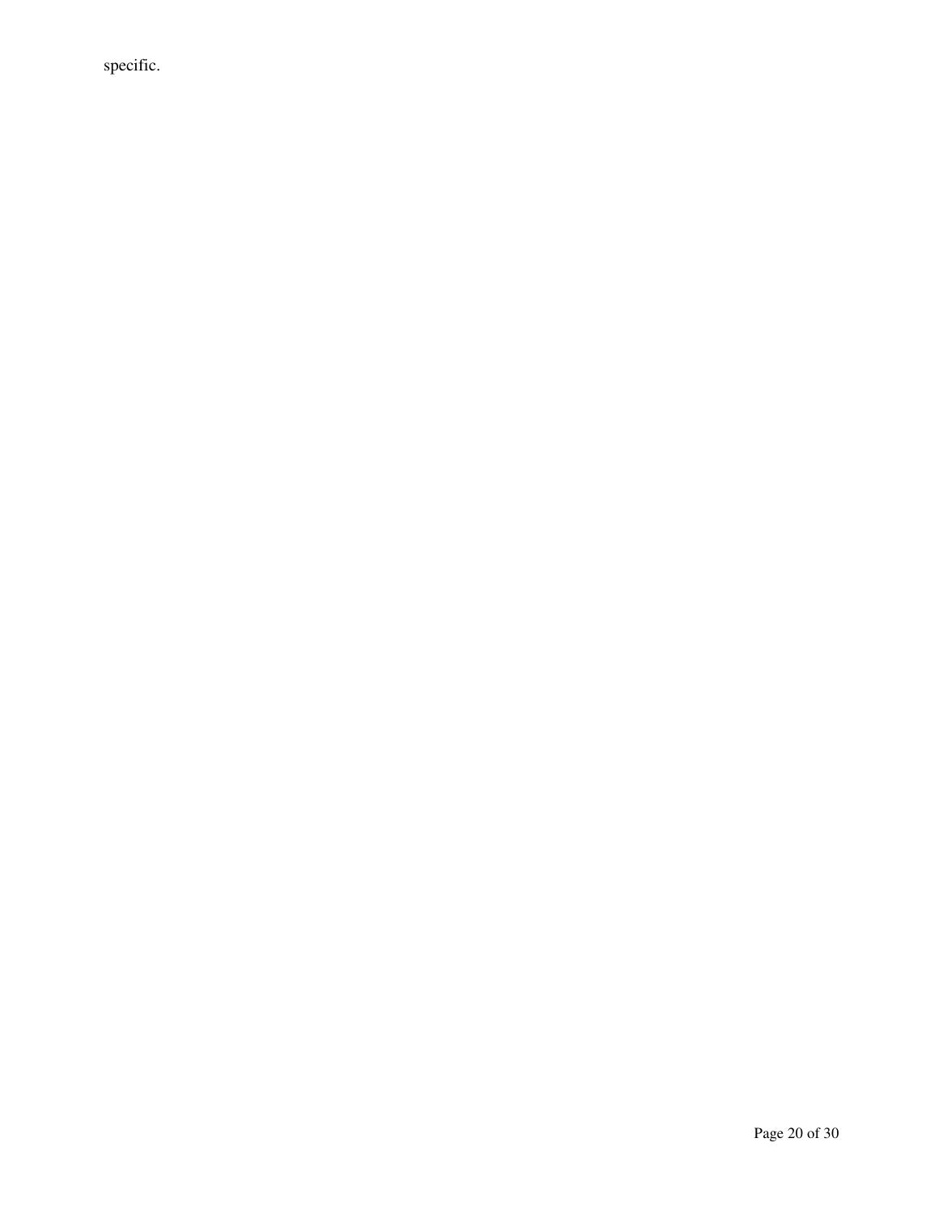specific.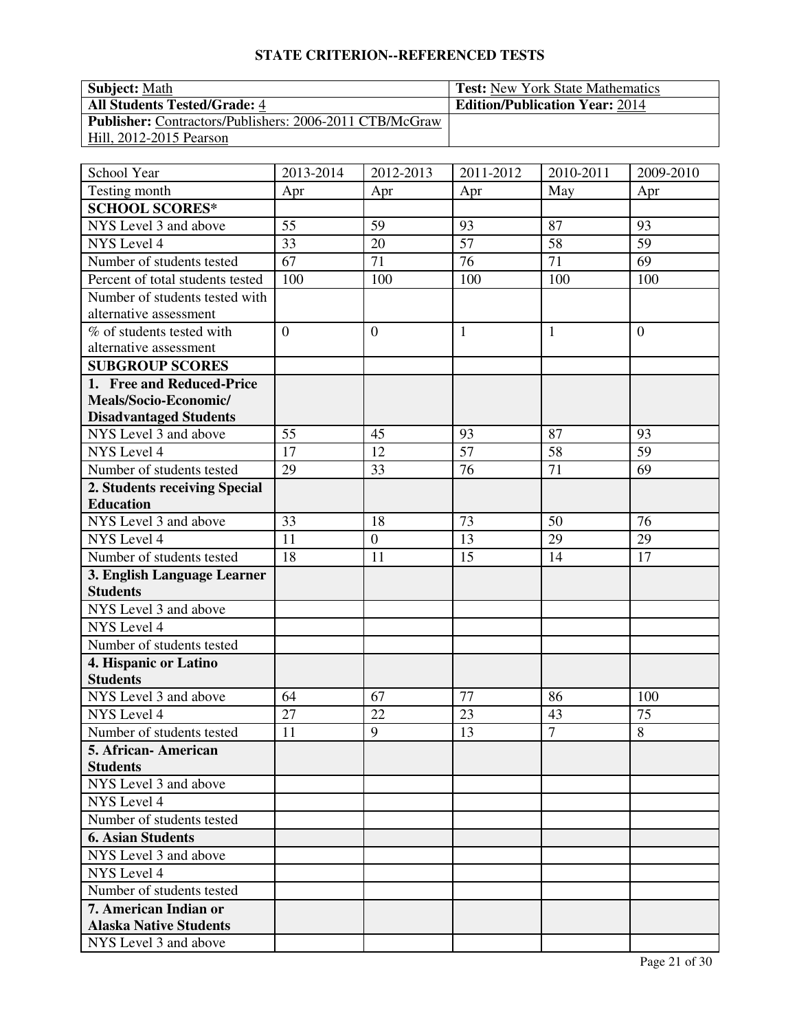## STATE CRITERION--REFERENCED TESTS

| **Subject:** Math | **Test:** New York State Mathematics |
|---|---|
| **All Students Tested/Grade:** 4 | **Edition/Publication Year:** 2014 |
| **Publisher:** Contractors/Publishers: 2006-2011 CTB/McGraw Hill, 2012-2015 Pearson | |

| School Year | 2013-2014 | 2012-2013 | 2011-2012 | 2010-2011 | 2009-2010 |
|---|---|---|---|---|---|
| Testing month | Apr | Apr | Apr | May | Apr |
| **SCHOOL SCORES*** | | | | | |
| NYS Level 3 and above | 55 | 59 | 93 | 87 | 93 |
| NYS Level 4 | 33 | 20 | 57 | 58 | 59 |
| Number of students tested | 67 | 71 | 76 | 71 | 69 |
| Percent of total students tested | 100 | 100 | 100 | 100 | 100 |
| Number of students tested with alternative assessment | | | | | |
| % of students tested with alternative assessment | 0 | 0 | 1 | 1 | 0 |
| **SUBGROUP SCORES** | | | | | |
| **1. Free and Reduced-Price Meals/Socio-Economic/ Disadvantaged Students** | | | | | |
| NYS Level 3 and above | 55 | 45 | 93 | 87 | 93 |
| NYS Level 4 | 17 | 12 | 57 | 58 | 59 |
| Number of students tested | 29 | 33 | 76 | 71 | 69 |
| **2. Students receiving Special Education** | | | | | |
| NYS Level 3 and above | 33 | 18 | 73 | 50 | 76 |
| NYS Level 4 | 11 | 0 | 13 | 29 | 29 |
| Number of students tested | 18 | 11 | 15 | 14 | 17 |
| **3. English Language Learner Students** | | | | | |
| NYS Level 3 and above | | | | | |
| NYS Level 4 | | | | | |
| Number of students tested | | | | | |
| **4. Hispanic or Latino Students** | | | | | |
| NYS Level 3 and above | 64 | 67 | 77 | 86 | 100 |
| NYS Level 4 | 27 | 22 | 23 | 43 | 75 |
| Number of students tested | 11 | 9 | 13 | 7 | 8 |
| **5. African- American Students** | | | | | |
| NYS Level 3 and above | | | | | |
| NYS Level 4 | | | | | |
| Number of students tested | | | | | |
| **6. Asian Students** | | | | | |
| NYS Level 3 and above | | | | | |
| NYS Level 4 | | | | | |
| Number of students tested | | | | | |
| **7. American Indian or Alaska Native Students** | | | | | |
| NYS Level 3 and above | | | | | |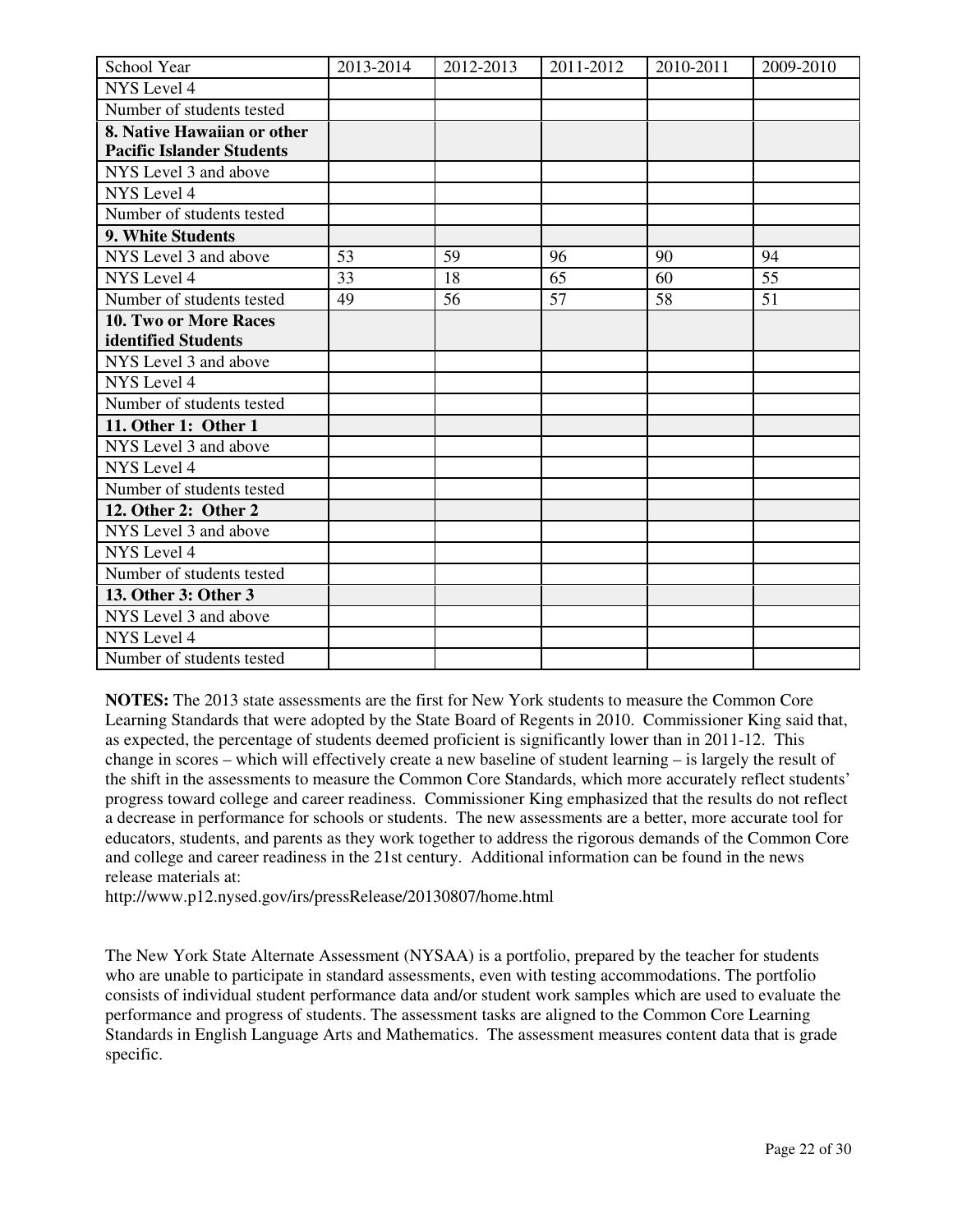| School Year | 2013-2014 | 2012-2013 | 2011-2012 | 2010-2011 | 2009-2010 |
|---|---|---|---|---|---|
| NYS Level 4 | | | | | |
| Number of students tested | | | | | |
| **8. Native Hawaiian or other Pacific Islander Students** | | | | | |
| NYS Level 3 and above | | | | | |
| NYS Level 4 | | | | | |
| Number of students tested | | | | | |
| **9. White Students** | | | | | |
| NYS Level 3 and above | 53 | 59 | 96 | 90 | 94 |
| NYS Level 4 | 33 | 18 | 65 | 60 | 55 |
| Number of students tested | 49 | 56 | 57 | 58 | 51 |
| **10. Two or More Races identified Students** | | | | | |
| NYS Level 3 and above | | | | | |
| NYS Level 4 | | | | | |
| Number of students tested | | | | | |
| **11. Other 1: Other 1** | | | | | |
| NYS Level 3 and above | | | | | |
| NYS Level 4 | | | | | |
| Number of students tested | | | | | |
| **12. Other 2: Other 2** | | | | | |
| NYS Level 3 and above | | | | | |
| NYS Level 4 | | | | | |
| Number of students tested | | | | | |
| **13. Other 3: Other 3** | | | | | |
| NYS Level 3 and above | | | | | |
| NYS Level 4 | | | | | |
| Number of students tested | | | | | |

**NOTES:** The 2013 state assessments are the first for New York students to measure the Common Core Learning Standards that were adopted by the State Board of Regents in 2010. Commissioner King said that, as expected, the percentage of students deemed proficient is significantly lower than in 2011-12. This change in scores – which will effectively create a new baseline of student learning – is largely the result of the shift in the assessments to measure the Common Core Standards, which more accurately reflect students' progress toward college and career readiness. Commissioner King emphasized that the results do not reflect a decrease in performance for schools or students. The new assessments are a better, more accurate tool for educators, students, and parents as they work together to address the rigorous demands of the Common Core and college and career readiness in the 21st century. Additional information can be found in the news release materials at:
http://www.p12.nysed.gov/irs/pressRelease/20130807/home.html

The New York State Alternate Assessment (NYSAA) is a portfolio, prepared by the teacher for students who are unable to participate in standard assessments, even with testing accommodations. The portfolio consists of individual student performance data and/or student work samples which are used to evaluate the performance and progress of students. The assessment tasks are aligned to the Common Core Learning Standards in English Language Arts and Mathematics. The assessment measures content data that is grade specific.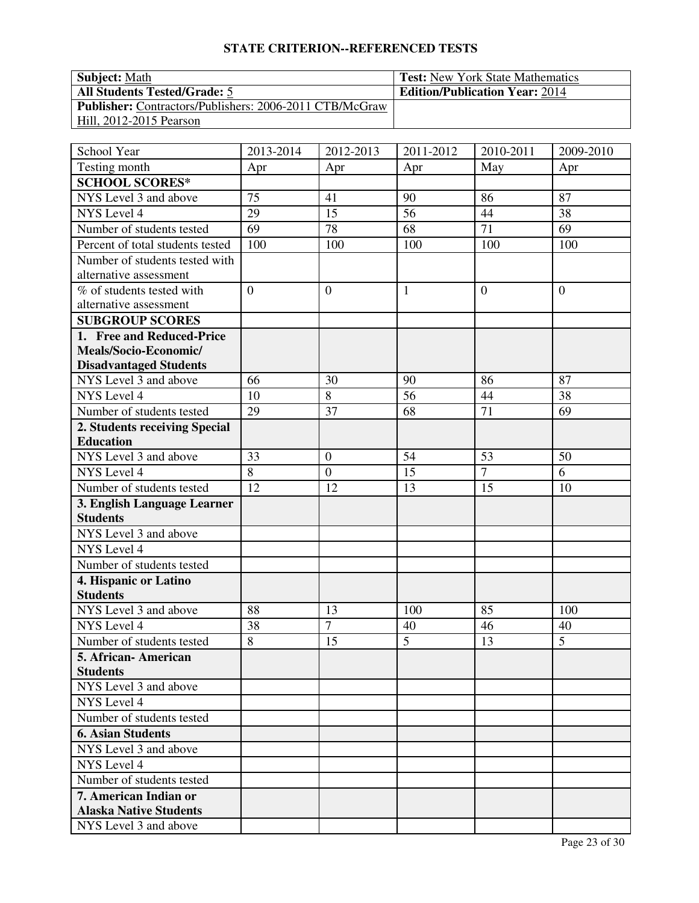## STATE CRITERION--REFERENCED TESTS

| **Subject:** Math | **Test:** New York State Mathematics |
|---|---|
| **All Students Tested/Grade:** 5 | **Edition/Publication Year:** 2014 |
| **Publisher:** Contractors/Publishers: 2006-2011 CTB/McGraw Hill, 2012-2015 Pearson | |

| School Year | 2013-2014 | 2012-2013 | 2011-2012 | 2010-2011 | 2009-2010 |
|---|---|---|---|---|---|
| Testing month | Apr | Apr | Apr | May | Apr |
| **SCHOOL SCORES*** | | | | | |
| NYS Level 3 and above | 75 | 41 | 90 | 86 | 87 |
| NYS Level 4 | 29 | 15 | 56 | 44 | 38 |
| Number of students tested | 69 | 78 | 68 | 71 | 69 |
| Percent of total students tested | 100 | 100 | 100 | 100 | 100 |
| Number of students tested with alternative assessment | | | | | |
| % of students tested with alternative assessment | 0 | 0 | 1 | 0 | 0 |
| **SUBGROUP SCORES** | | | | | |
| **1. Free and Reduced-Price Meals/Socio-Economic/ Disadvantaged Students** | | | | | |
| NYS Level 3 and above | 66 | 30 | 90 | 86 | 87 |
| NYS Level 4 | 10 | 8 | 56 | 44 | 38 |
| Number of students tested | 29 | 37 | 68 | 71 | 69 |
| **2. Students receiving Special Education** | | | | | |
| NYS Level 3 and above | 33 | 0 | 54 | 53 | 50 |
| NYS Level 4 | 8 | 0 | 15 | 7 | 6 |
| Number of students tested | 12 | 12 | 13 | 15 | 10 |
| **3. English Language Learner Students** | | | | | |
| NYS Level 3 and above | | | | | |
| NYS Level 4 | | | | | |
| Number of students tested | | | | | |
| **4. Hispanic or Latino Students** | | | | | |
| NYS Level 3 and above | 88 | 13 | 100 | 85 | 100 |
| NYS Level 4 | 38 | 7 | 40 | 46 | 40 |
| Number of students tested | 8 | 15 | 5 | 13 | 5 |
| **5. African- American Students** | | | | | |
| NYS Level 3 and above | | | | | |
| NYS Level 4 | | | | | |
| Number of students tested | | | | | |
| **6. Asian Students** | | | | | |
| NYS Level 3 and above | | | | | |
| NYS Level 4 | | | | | |
| Number of students tested | | | | | |
| **7. American Indian or Alaska Native Students** | | | | | |
| NYS Level 3 and above | | | | | |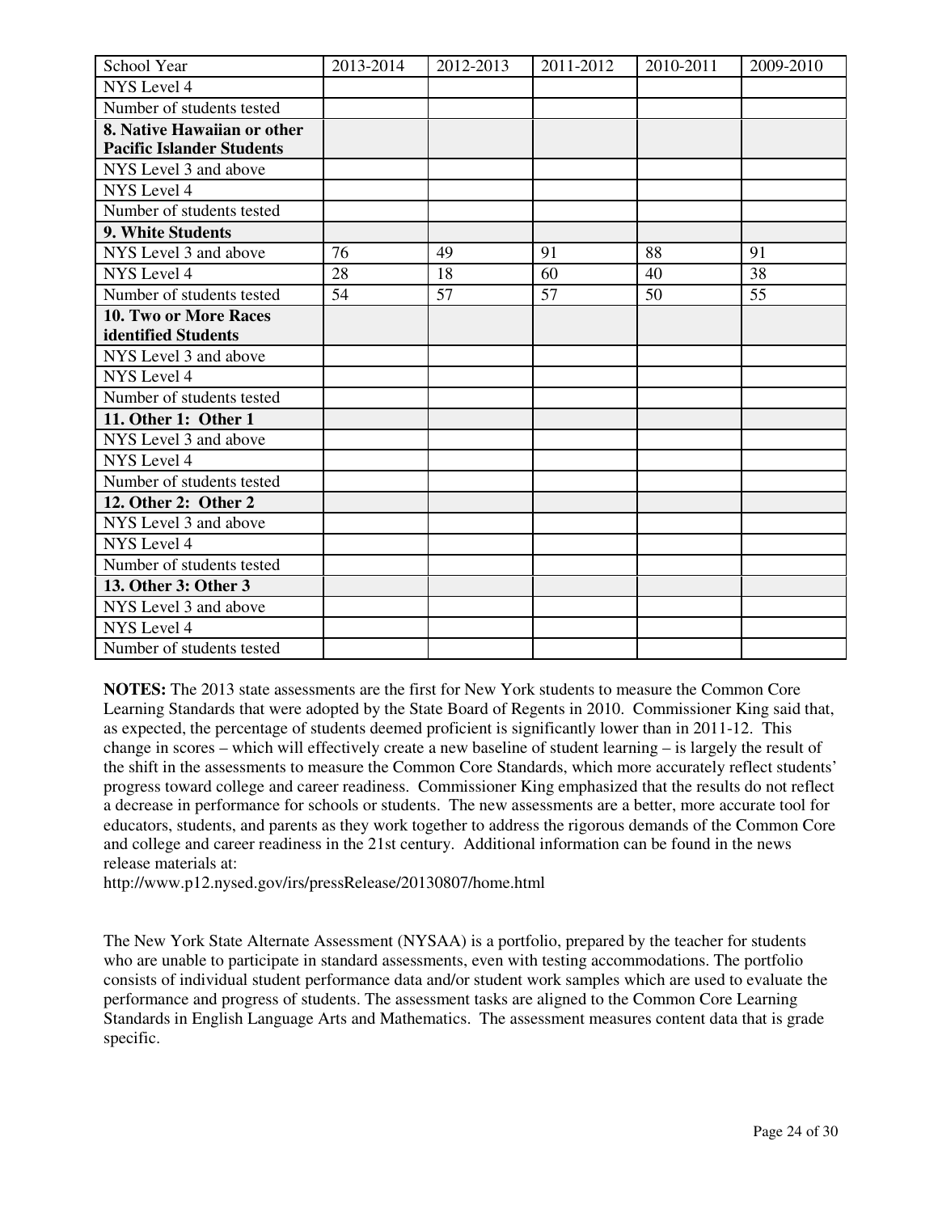| School Year | 2013-2014 | 2012-2013 | 2011-2012 | 2010-2011 | 2009-2010 |
|---|---|---|---|---|---|
| NYS Level 4 | | | | | |
| Number of students tested | | | | | |
| **8. Native Hawaiian or other Pacific Islander Students** | | | | | |
| NYS Level 3 and above | | | | | |
| NYS Level 4 | | | | | |
| Number of students tested | | | | | |
| **9. White Students** | | | | | |
| NYS Level 3 and above | 76 | 49 | 91 | 88 | 91 |
| NYS Level 4 | 28 | 18 | 60 | 40 | 38 |
| Number of students tested | 54 | 57 | 57 | 50 | 55 |
| **10. Two or More Races identified Students** | | | | | |
| NYS Level 3 and above | | | | | |
| NYS Level 4 | | | | | |
| Number of students tested | | | | | |
| **11. Other 1: Other 1** | | | | | |
| NYS Level 3 and above | | | | | |
| NYS Level 4 | | | | | |
| Number of students tested | | | | | |
| **12. Other 2: Other 2** | | | | | |
| NYS Level 3 and above | | | | | |
| NYS Level 4 | | | | | |
| Number of students tested | | | | | |
| **13. Other 3: Other 3** | | | | | |
| NYS Level 3 and above | | | | | |
| NYS Level 4 | | | | | |
| Number of students tested | | | | | |

**NOTES:** The 2013 state assessments are the first for New York students to measure the Common Core Learning Standards that were adopted by the State Board of Regents in 2010. Commissioner King said that, as expected, the percentage of students deemed proficient is significantly lower than in 2011-12. This change in scores – which will effectively create a new baseline of student learning – is largely the result of the shift in the assessments to measure the Common Core Standards, which more accurately reflect students' progress toward college and career readiness. Commissioner King emphasized that the results do not reflect a decrease in performance for schools or students. The new assessments are a better, more accurate tool for educators, students, and parents as they work together to address the rigorous demands of the Common Core and college and career readiness in the 21st century. Additional information can be found in the news release materials at:
http://www.p12.nysed.gov/irs/pressRelease/20130807/home.html

The New York State Alternate Assessment (NYSAA) is a portfolio, prepared by the teacher for students who are unable to participate in standard assessments, even with testing accommodations. The portfolio consists of individual student performance data and/or student work samples which are used to evaluate the performance and progress of students. The assessment tasks are aligned to the Common Core Learning Standards in English Language Arts and Mathematics. The assessment measures content data that is grade specific.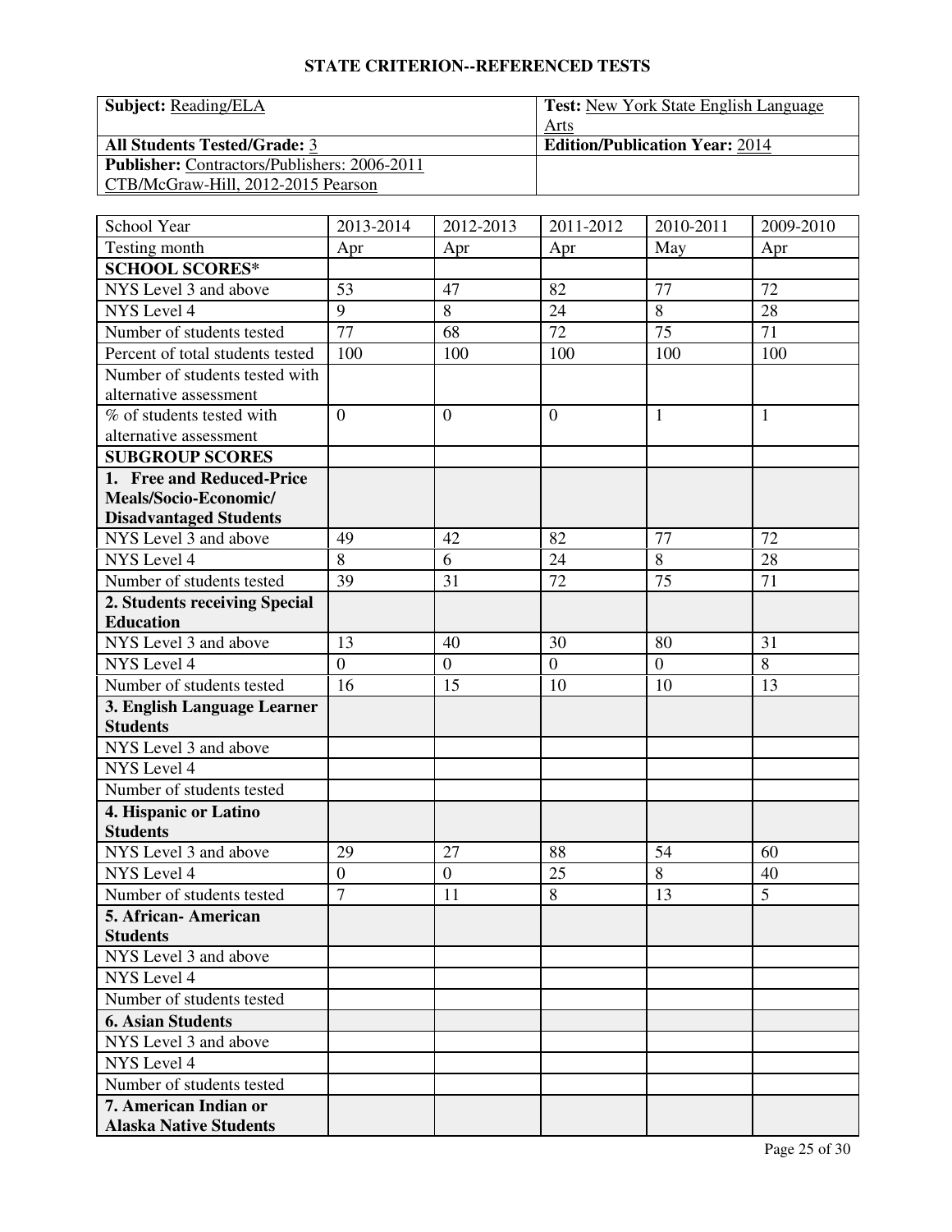## STATE CRITERION--REFERENCED TESTS

| **Subject:** Reading/ELA | **Test:** New York State English Language Arts |
|---|---|
| **All Students Tested/Grade:** 3 | **Edition/Publication Year:** 2014 |
| **Publisher:** Contractors/Publishers: 2006-2011 CTB/McGraw-Hill, 2012-2015 Pearson | |

| School Year | 2013-2014 | 2012-2013 | 2011-2012 | 2010-2011 | 2009-2010 |
|---|---|---|---|---|---|
| Testing month | Apr | Apr | Apr | May | Apr |
| **SCHOOL SCORES*** | | | | | |
| NYS Level 3 and above | 53 | 47 | 82 | 77 | 72 |
| NYS Level 4 | 9 | 8 | 24 | 8 | 28 |
| Number of students tested | 77 | 68 | 72 | 75 | 71 |
| Percent of total students tested | 100 | 100 | 100 | 100 | 100 |
| Number of students tested with alternative assessment | | | | | |
| % of students tested with alternative assessment | 0 | 0 | 0 | 1 | 1 |
| **SUBGROUP SCORES** | | | | | |
| **1. Free and Reduced-Price Meals/Socio-Economic/ Disadvantaged Students** | | | | | |
| NYS Level 3 and above | 49 | 42 | 82 | 77 | 72 |
| NYS Level 4 | 8 | 6 | 24 | 8 | 28 |
| Number of students tested | 39 | 31 | 72 | 75 | 71 |
| **2. Students receiving Special Education** | | | | | |
| NYS Level 3 and above | 13 | 40 | 30 | 80 | 31 |
| NYS Level 4 | 0 | 0 | 0 | 0 | 8 |
| Number of students tested | 16 | 15 | 10 | 10 | 13 |
| **3. English Language Learner Students** | | | | | |
| NYS Level 3 and above | | | | | |
| NYS Level 4 | | | | | |
| Number of students tested | | | | | |
| **4. Hispanic or Latino Students** | | | | | |
| NYS Level 3 and above | 29 | 27 | 88 | 54 | 60 |
| NYS Level 4 | 0 | 0 | 25 | 8 | 40 |
| Number of students tested | 7 | 11 | 8 | 13 | 5 |
| **5. African- American Students** | | | | | |
| NYS Level 3 and above | | | | | |
| NYS Level 4 | | | | | |
| Number of students tested | | | | | |
| **6. Asian Students** | | | | | |
| NYS Level 3 and above | | | | | |
| NYS Level 4 | | | | | |
| Number of students tested | | | | | |
| **7. American Indian or Alaska Native Students** | | | | | |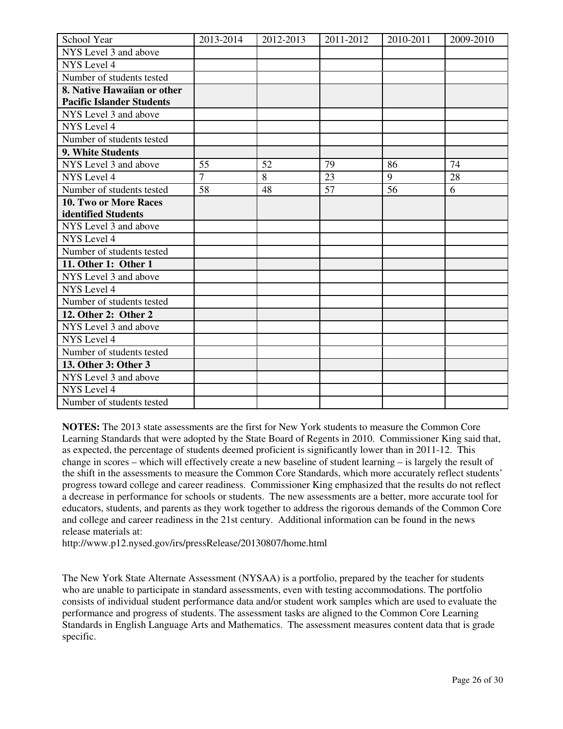| School Year | 2013-2014 | 2012-2013 | 2011-2012 | 2010-2011 | 2009-2010 |
|---|---|---|---|---|---|
| NYS Level 3 and above | | | | | |
| NYS Level 4 | | | | | |
| Number of students tested | | | | | |
| **8. Native Hawaiian or other Pacific Islander Students** | | | | | |
| NYS Level 3 and above | | | | | |
| NYS Level 4 | | | | | |
| Number of students tested | | | | | |
| **9. White Students** | | | | | |
| NYS Level 3 and above | 55 | 52 | 79 | 86 | 74 |
| NYS Level 4 | 7 | 8 | 23 | 9 | 28 |
| Number of students tested | 58 | 48 | 57 | 56 | 6 |
| **10. Two or More Races identified Students** | | | | | |
| NYS Level 3 and above | | | | | |
| NYS Level 4 | | | | | |
| Number of students tested | | | | | |
| **11. Other 1: Other 1** | | | | | |
| NYS Level 3 and above | | | | | |
| NYS Level 4 | | | | | |
| Number of students tested | | | | | |
| **12. Other 2: Other 2** | | | | | |
| NYS Level 3 and above | | | | | |
| NYS Level 4 | | | | | |
| Number of students tested | | | | | |
| **13. Other 3: Other 3** | | | | | |
| NYS Level 3 and above | | | | | |
| NYS Level 4 | | | | | |
| Number of students tested | | | | | |

**NOTES:** The 2013 state assessments are the first for New York students to measure the Common Core Learning Standards that were adopted by the State Board of Regents in 2010. Commissioner King said that, as expected, the percentage of students deemed proficient is significantly lower than in 2011-12. This change in scores – which will effectively create a new baseline of student learning – is largely the result of the shift in the assessments to measure the Common Core Standards, which more accurately reflect students' progress toward college and career readiness. Commissioner King emphasized that the results do not reflect a decrease in performance for schools or students. The new assessments are a better, more accurate tool for educators, students, and parents as they work together to address the rigorous demands of the Common Core and college and career readiness in the 21st century. Additional information can be found in the news release materials at:
http://www.p12.nysed.gov/irs/pressRelease/20130807/home.html

The New York State Alternate Assessment (NYSAA) is a portfolio, prepared by the teacher for students who are unable to participate in standard assessments, even with testing accommodations. The portfolio consists of individual student performance data and/or student work samples which are used to evaluate the performance and progress of students. The assessment tasks are aligned to the Common Core Learning Standards in English Language Arts and Mathematics. The assessment measures content data that is grade specific.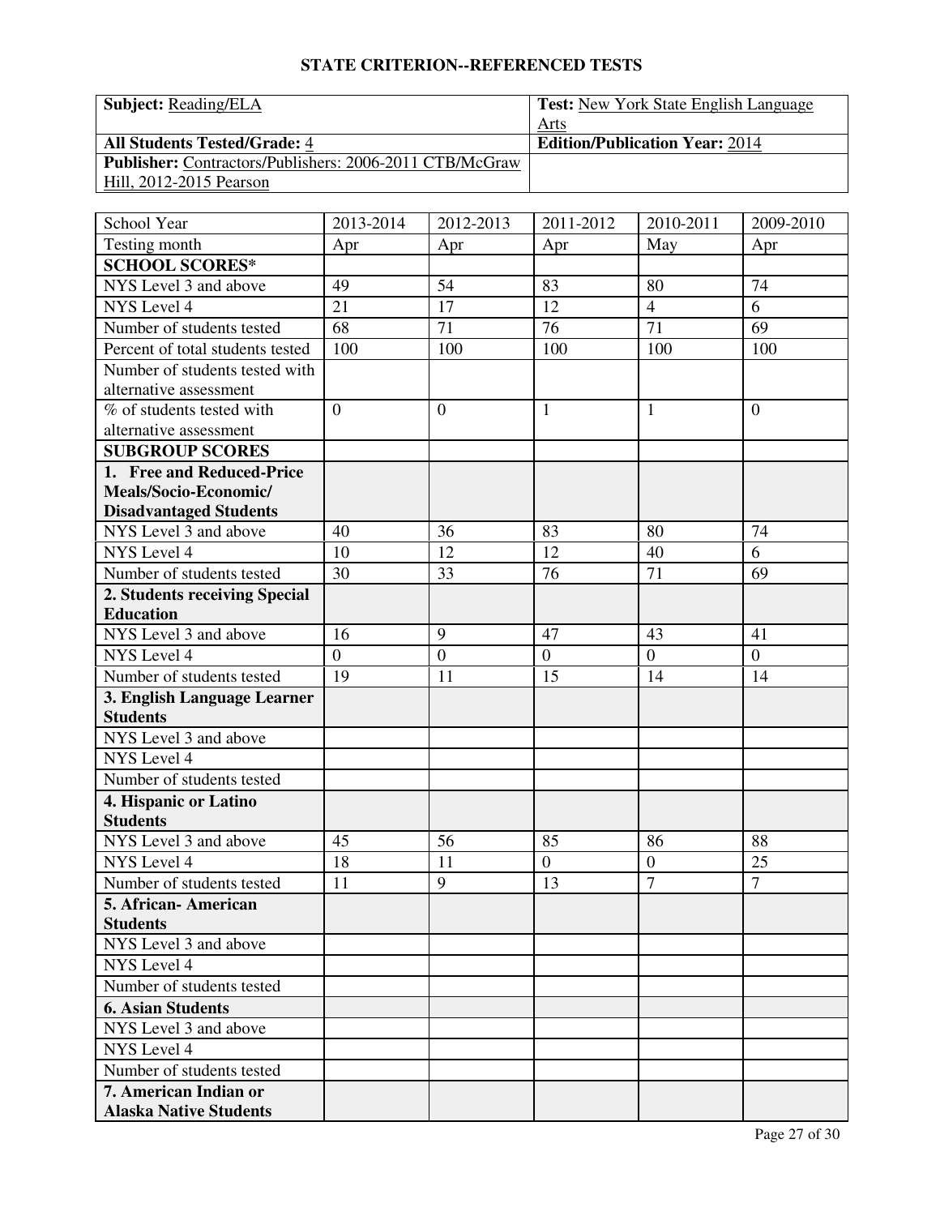## STATE CRITERION--REFERENCED TESTS

| **Subject:** Reading/ELA | **Test:** New York State English Language Arts |
|---|---|
| **All Students Tested/Grade:** 4 | **Edition/Publication Year:** 2014 |
| **Publisher:** Contractors/Publishers: 2006-2011 CTB/McGraw Hill, 2012-2015 Pearson | |

| School Year | 2013-2014 | 2012-2013 | 2011-2012 | 2010-2011 | 2009-2010 |
|---|---|---|---|---|---|
| Testing month | Apr | Apr | Apr | May | Apr |
| **SCHOOL SCORES*** | | | | | |
| NYS Level 3 and above | 49 | 54 | 83 | 80 | 74 |
| NYS Level 4 | 21 | 17 | 12 | 4 | 6 |
| Number of students tested | 68 | 71 | 76 | 71 | 69 |
| Percent of total students tested | 100 | 100 | 100 | 100 | 100 |
| Number of students tested with alternative assessment | | | | | |
| % of students tested with alternative assessment | 0 | 0 | 1 | 1 | 0 |
| **SUBGROUP SCORES** | | | | | |
| **1. Free and Reduced-Price Meals/Socio-Economic/ Disadvantaged Students** | | | | | |
| NYS Level 3 and above | 40 | 36 | 83 | 80 | 74 |
| NYS Level 4 | 10 | 12 | 12 | 40 | 6 |
| Number of students tested | 30 | 33 | 76 | 71 | 69 |
| **2. Students receiving Special Education** | | | | | |
| NYS Level 3 and above | 16 | 9 | 47 | 43 | 41 |
| NYS Level 4 | 0 | 0 | 0 | 0 | 0 |
| Number of students tested | 19 | 11 | 15 | 14 | 14 |
| **3. English Language Learner Students** | | | | | |
| NYS Level 3 and above | | | | | |
| NYS Level 4 | | | | | |
| Number of students tested | | | | | |
| **4. Hispanic or Latino Students** | | | | | |
| NYS Level 3 and above | 45 | 56 | 85 | 86 | 88 |
| NYS Level 4 | 18 | 11 | 0 | 0 | 25 |
| Number of students tested | 11 | 9 | 13 | 7 | 7 |
| **5. African- American Students** | | | | | |
| NYS Level 3 and above | | | | | |
| NYS Level 4 | | | | | |
| Number of students tested | | | | | |
| **6. Asian Students** | | | | | |
| NYS Level 3 and above | | | | | |
| NYS Level 4 | | | | | |
| Number of students tested | | | | | |
| **7. American Indian or Alaska Native Students** | | | | | |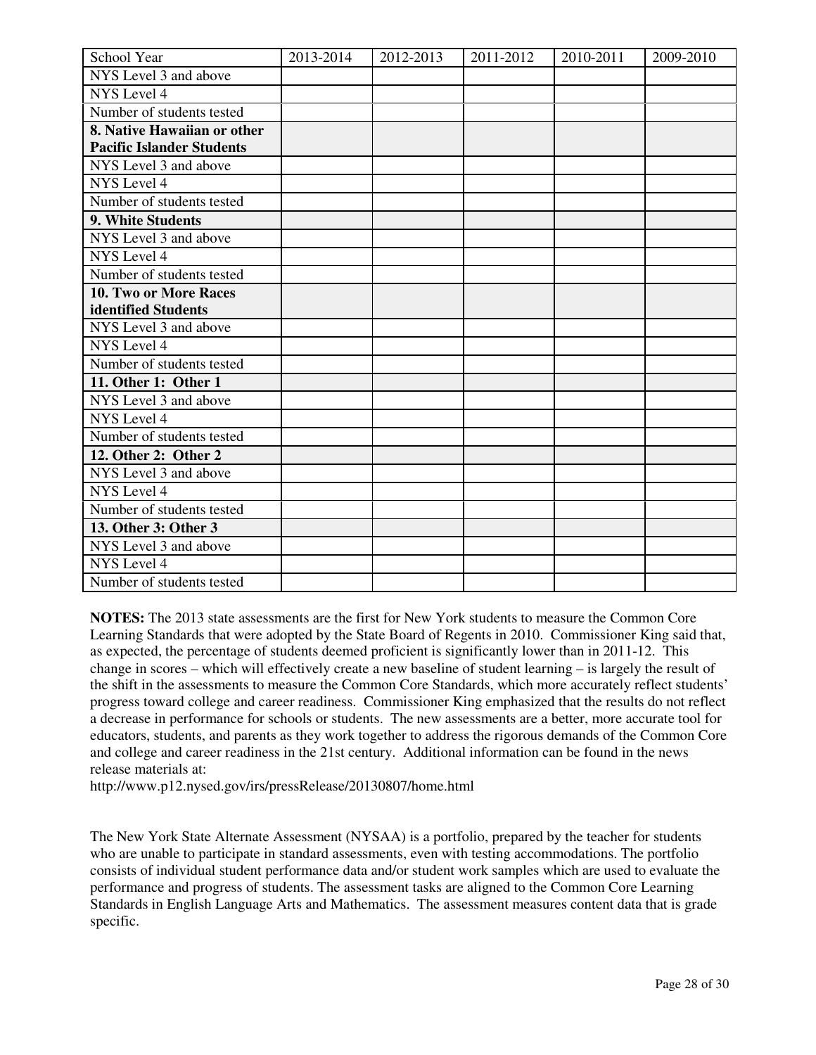| School Year | 2013-2014 | 2012-2013 | 2011-2012 | 2010-2011 | 2009-2010 |
|---|---|---|---|---|---|
| NYS Level 3 and above | | | | | |
| NYS Level 4 | | | | | |
| Number of students tested | | | | | |
| **8. Native Hawaiian or other Pacific Islander Students** | | | | | |
| NYS Level 3 and above | | | | | |
| NYS Level 4 | | | | | |
| Number of students tested | | | | | |
| **9. White Students** | | | | | |
| NYS Level 3 and above | | | | | |
| NYS Level 4 | | | | | |
| Number of students tested | | | | | |
| **10. Two or More Races identified Students** | | | | | |
| NYS Level 3 and above | | | | | |
| NYS Level 4 | | | | | |
| Number of students tested | | | | | |
| **11. Other 1: Other 1** | | | | | |
| NYS Level 3 and above | | | | | |
| NYS Level 4 | | | | | |
| Number of students tested | | | | | |
| **12. Other 2: Other 2** | | | | | |
| NYS Level 3 and above | | | | | |
| NYS Level 4 | | | | | |
| Number of students tested | | | | | |
| **13. Other 3: Other 3** | | | | | |
| NYS Level 3 and above | | | | | |
| NYS Level 4 | | | | | |
| Number of students tested | | | | | |

**NOTES:** The 2013 state assessments are the first for New York students to measure the Common Core Learning Standards that were adopted by the State Board of Regents in 2010. Commissioner King said that, as expected, the percentage of students deemed proficient is significantly lower than in 2011-12. This change in scores – which will effectively create a new baseline of student learning – is largely the result of the shift in the assessments to measure the Common Core Standards, which more accurately reflect students' progress toward college and career readiness. Commissioner King emphasized that the results do not reflect a decrease in performance for schools or students. The new assessments are a better, more accurate tool for educators, students, and parents as they work together to address the rigorous demands of the Common Core and college and career readiness in the 21st century. Additional information can be found in the news release materials at:
http://www.p12.nysed.gov/irs/pressRelease/20130807/home.html

The New York State Alternate Assessment (NYSAA) is a portfolio, prepared by the teacher for students who are unable to participate in standard assessments, even with testing accommodations. The portfolio consists of individual student performance data and/or student work samples which are used to evaluate the performance and progress of students. The assessment tasks are aligned to the Common Core Learning Standards in English Language Arts and Mathematics. The assessment measures content data that is grade specific.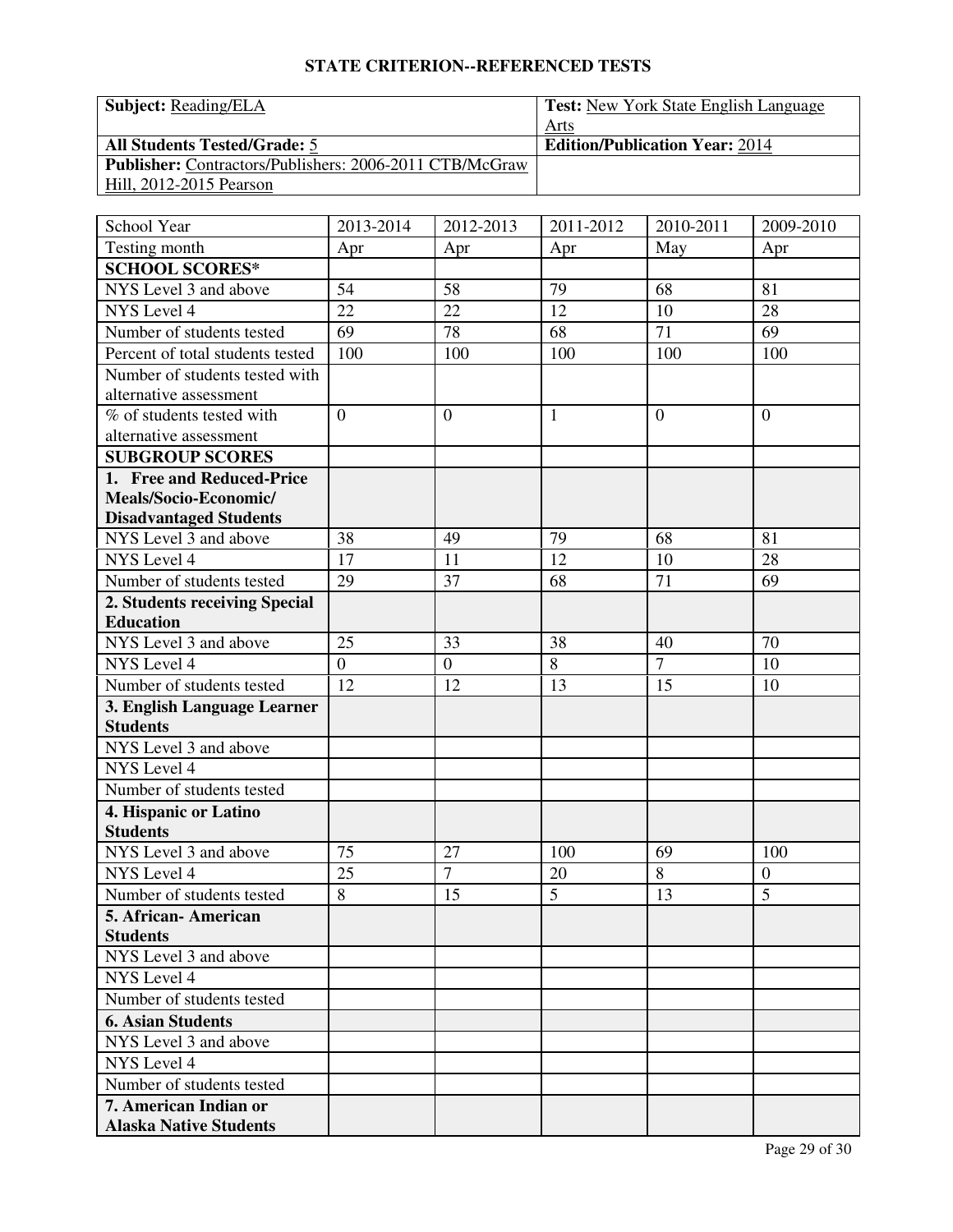## STATE CRITERION--REFERENCED TESTS

| **Subject:** Reading/ELA | **Test:** New York State English Language Arts |
|---|---|
| **All Students Tested/Grade:** 5 | **Edition/Publication Year:** 2014 |
| **Publisher:** Contractors/Publishers: 2006-2011 CTB/McGraw Hill, 2012-2015 Pearson | |

| School Year | 2013-2014 | 2012-2013 | 2011-2012 | 2010-2011 | 2009-2010 |
|---|---|---|---|---|---|
| Testing month | Apr | Apr | Apr | May | Apr |
| **SCHOOL SCORES*** | | | | | |
| NYS Level 3 and above | 54 | 58 | 79 | 68 | 81 |
| NYS Level 4 | 22 | 22 | 12 | 10 | 28 |
| Number of students tested | 69 | 78 | 68 | 71 | 69 |
| Percent of total students tested | 100 | 100 | 100 | 100 | 100 |
| Number of students tested with alternative assessment | | | | | |
| % of students tested with alternative assessment | 0 | 0 | 1 | 0 | 0 |
| **SUBGROUP SCORES** | | | | | |
| **1. Free and Reduced-Price Meals/Socio-Economic/ Disadvantaged Students** | | | | | |
| NYS Level 3 and above | 38 | 49 | 79 | 68 | 81 |
| NYS Level 4 | 17 | 11 | 12 | 10 | 28 |
| Number of students tested | 29 | 37 | 68 | 71 | 69 |
| **2. Students receiving Special Education** | | | | | |
| NYS Level 3 and above | 25 | 33 | 38 | 40 | 70 |
| NYS Level 4 | 0 | 0 | 8 | 7 | 10 |
| Number of students tested | 12 | 12 | 13 | 15 | 10 |
| **3. English Language Learner Students** | | | | | |
| NYS Level 3 and above | | | | | |
| NYS Level 4 | | | | | |
| Number of students tested | | | | | |
| **4. Hispanic or Latino Students** | | | | | |
| NYS Level 3 and above | 75 | 27 | 100 | 69 | 100 |
| NYS Level 4 | 25 | 7 | 20 | 8 | 0 |
| Number of students tested | 8 | 15 | 5 | 13 | 5 |
| **5. African- American Students** | | | | | |
| NYS Level 3 and above | | | | | |
| NYS Level 4 | | | | | |
| Number of students tested | | | | | |
| **6. Asian Students** | | | | | |
| NYS Level 3 and above | | | | | |
| NYS Level 4 | | | | | |
| Number of students tested | | | | | |
| **7. American Indian or Alaska Native Students** | | | | | |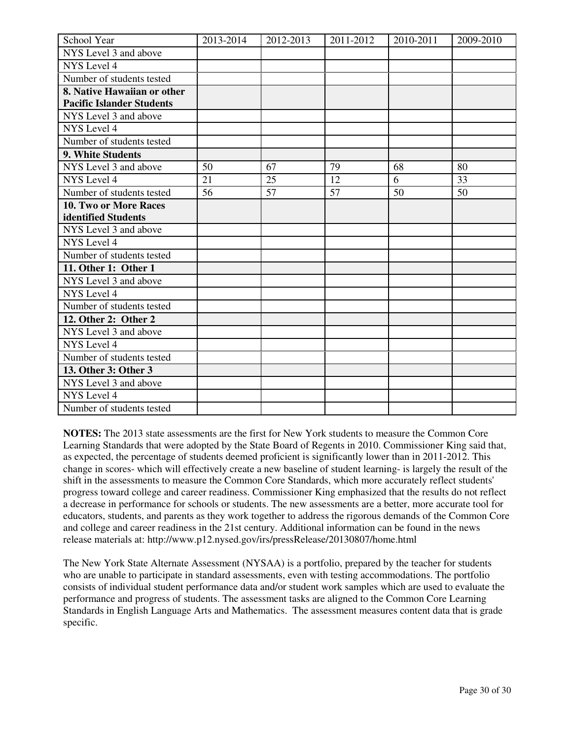| School Year | 2013-2014 | 2012-2013 | 2011-2012 | 2010-2011 | 2009-2010 |
|---|---|---|---|---|---|
| NYS Level 3 and above | | | | | |
| NYS Level 4 | | | | | |
| Number of students tested | | | | | |
| **8. Native Hawaiian or other Pacific Islander Students** | | | | | |
| NYS Level 3 and above | | | | | |
| NYS Level 4 | | | | | |
| Number of students tested | | | | | |
| **9. White Students** | | | | | |
| NYS Level 3 and above | 50 | 67 | 79 | 68 | 80 |
| NYS Level 4 | 21 | 25 | 12 | 6 | 33 |
| Number of students tested | 56 | 57 | 57 | 50 | 50 |
| **10. Two or More Races identified Students** | | | | | |
| NYS Level 3 and above | | | | | |
| NYS Level 4 | | | | | |
| Number of students tested | | | | | |
| **11. Other 1: Other 1** | | | | | |
| NYS Level 3 and above | | | | | |
| NYS Level 4 | | | | | |
| Number of students tested | | | | | |
| **12. Other 2: Other 2** | | | | | |
| NYS Level 3 and above | | | | | |
| NYS Level 4 | | | | | |
| Number of students tested | | | | | |
| **13. Other 3: Other 3** | | | | | |
| NYS Level 3 and above | | | | | |
| NYS Level 4 | | | | | |
| Number of students tested | | | | | |

**NOTES:** The 2013 state assessments are the first for New York students to measure the Common Core Learning Standards that were adopted by the State Board of Regents in 2010. Commissioner King said that, as expected, the percentage of students deemed proficient is significantly lower than in 2011-2012. This change in scores- which will effectively create a new baseline of student learning- is largely the result of the shift in the assessments to measure the Common Core Standards, which more accurately reflect students' progress toward college and career readiness. Commissioner King emphasized that the results do not reflect a decrease in performance for schools or students. The new assessments are a better, more accurate tool for educators, students, and parents as they work together to address the rigorous demands of the Common Core and college and career readiness in the 21st century. Additional information can be found in the news release materials at: http://www.p12.nysed.gov/irs/pressRelease/20130807/home.html

The New York State Alternate Assessment (NYSAA) is a portfolio, prepared by the teacher for students who are unable to participate in standard assessments, even with testing accommodations. The portfolio consists of individual student performance data and/or student work samples which are used to evaluate the performance and progress of students. The assessment tasks are aligned to the Common Core Learning Standards in English Language Arts and Mathematics. The assessment measures content data that is grade specific.